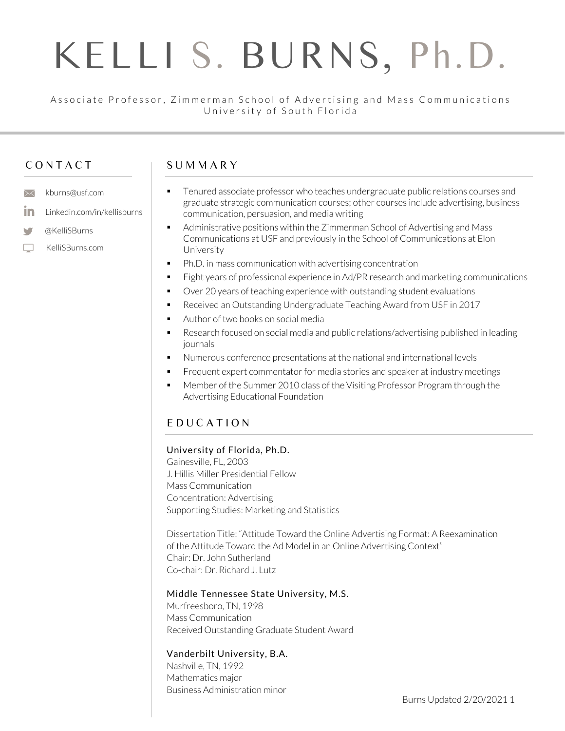# KELLI S. BURNS, Ph.D.

Associate Professor, Zimmerman School of Advertising and Mass Communications
University of South Florida

## CONTACT

- kburns@usf.com
- Linkedin.com/in/kellisburns
- @KelliSBurns
- KelliSBurns.com

## SUMMARY

- Tenured associate professor who teaches undergraduate public relations courses and graduate strategic communication courses; other courses include advertising, business communication, persuasion, and media writing
- Administrative positions within the Zimmerman School of Advertising and Mass Communications at USF and previously in the School of Communications at Elon University
- Ph.D. in mass communication with advertising concentration
- Eight years of professional experience in Ad/PR research and marketing communications
- Over 20 years of teaching experience with outstanding student evaluations
- Received an Outstanding Undergraduate Teaching Award from USF in 2017
- Author of two books on social media
- Research focused on social media and public relations/advertising published in leading journals
- Numerous conference presentations at the national and international levels
- Frequent expert commentator for media stories and speaker at industry meetings
- Member of the Summer 2010 class of the Visiting Professor Program through the Advertising Educational Foundation

## EDUCATION

### University of Florida, Ph.D.

Gainesville, FL, 2003
J. Hillis Miller Presidential Fellow
Mass Communication
Concentration: Advertising
Supporting Studies: Marketing and Statistics

Dissertation Title: "Attitude Toward the Online Advertising Format: A Reexamination of the Attitude Toward the Ad Model in an Online Advertising Context"
Chair: Dr. John Sutherland
Co-chair: Dr. Richard J. Lutz

### Middle Tennessee State University, M.S.

Murfreesboro, TN, 1998
Mass Communication
Received Outstanding Graduate Student Award

### Vanderbilt University, B.A.

Nashville, TN, 1992
Mathematics major
Business Administration minor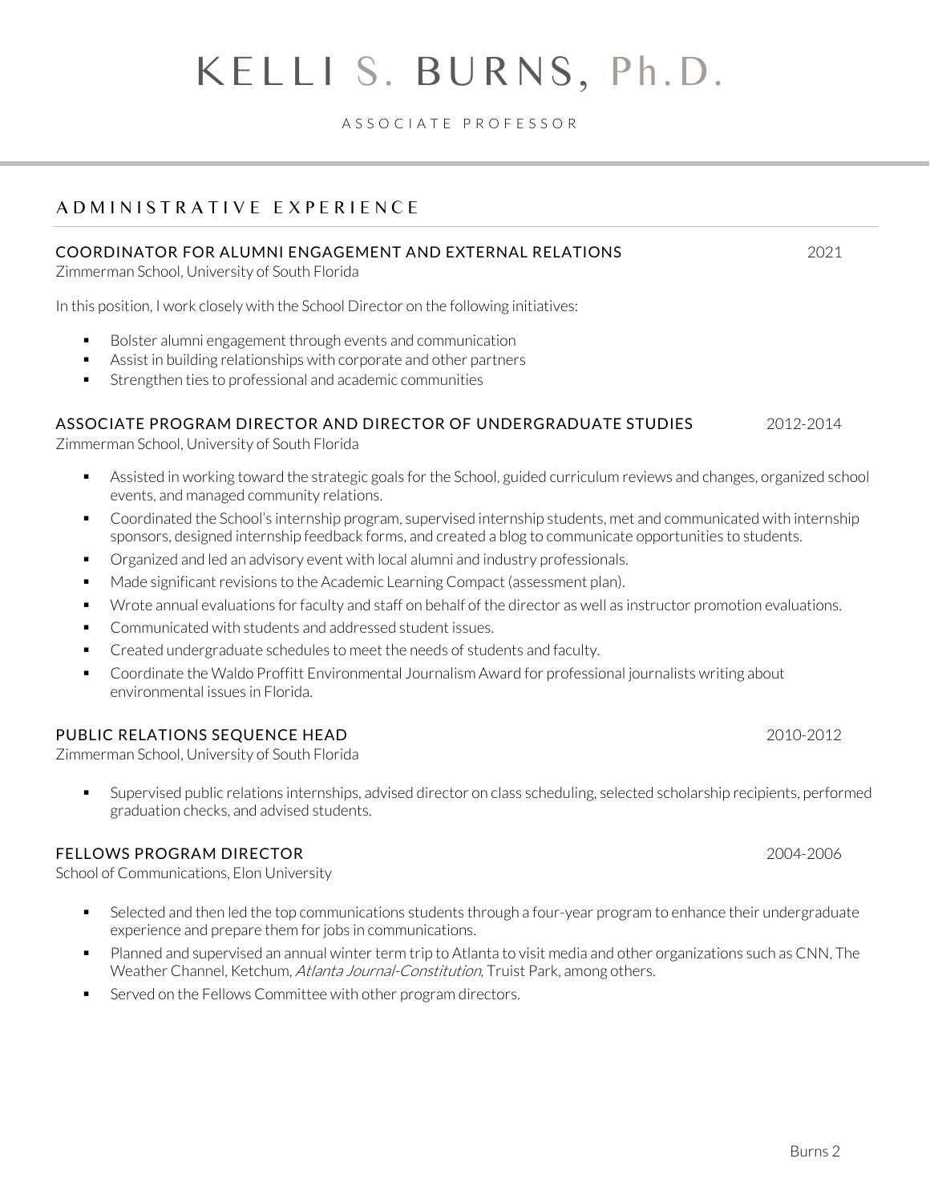# KELLI S. BURNS, Ph.D.

ASSOCIATE PROFESSOR

## ADMINISTRATIVE EXPERIENCE

### COORDINATOR FOR ALUMNI ENGAGEMENT AND EXTERNAL RELATIONS — 2021

Zimmerman School, University of South Florida

In this position, I work closely with the School Director on the following initiatives:

- Bolster alumni engagement through events and communication
- Assist in building relationships with corporate and other partners
- Strengthen ties to professional and academic communities

### ASSOCIATE PROGRAM DIRECTOR AND DIRECTOR OF UNDERGRADUATE STUDIES — 2012-2014

Zimmerman School, University of South Florida

- Assisted in working toward the strategic goals for the School, guided curriculum reviews and changes, organized school events, and managed community relations.
- Coordinated the School's internship program, supervised internship students, met and communicated with internship sponsors, designed internship feedback forms, and created a blog to communicate opportunities to students.
- Organized and led an advisory event with local alumni and industry professionals.
- Made significant revisions to the Academic Learning Compact (assessment plan).
- Wrote annual evaluations for faculty and staff on behalf of the director as well as instructor promotion evaluations.
- Communicated with students and addressed student issues.
- Created undergraduate schedules to meet the needs of students and faculty.
- Coordinate the Waldo Proffitt Environmental Journalism Award for professional journalists writing about environmental issues in Florida.

### PUBLIC RELATIONS SEQUENCE HEAD — 2010-2012

Zimmerman School, University of South Florida

- Supervised public relations internships, advised director on class scheduling, selected scholarship recipients, performed graduation checks, and advised students.

### FELLOWS PROGRAM DIRECTOR — 2004-2006

School of Communications, Elon University

- Selected and then led the top communications students through a four-year program to enhance their undergraduate experience and prepare them for jobs in communications.
- Planned and supervised an annual winter term trip to Atlanta to visit media and other organizations such as CNN, The Weather Channel, Ketchum, *Atlanta Journal-Constitution*, Truist Park, among others.
- Served on the Fellows Committee with other program directors.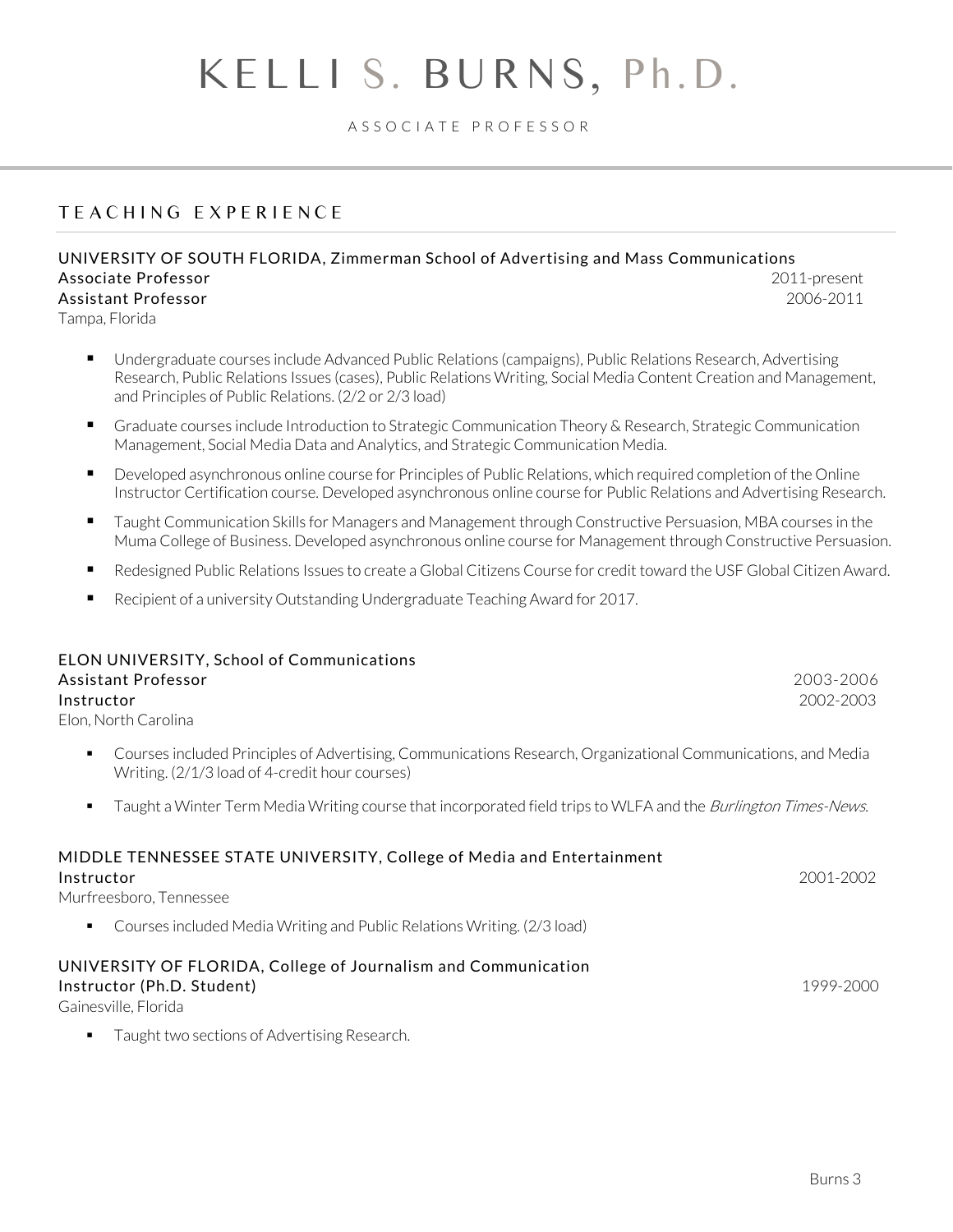# KELLI S. BURNS, Ph.D.

ASSOCIATE PROFESSOR

## TEACHING EXPERIENCE

**UNIVERSITY OF SOUTH FLORIDA, Zimmerman School of Advertising and Mass Communications**
**Associate Professor** 2011-present
**Assistant Professor** 2006-2011
Tampa, Florida

- Undergraduate courses include Advanced Public Relations (campaigns), Public Relations Research, Advertising Research, Public Relations Issues (cases), Public Relations Writing, Social Media Content Creation and Management, and Principles of Public Relations. (2/2 or 2/3 load)
- Graduate courses include Introduction to Strategic Communication Theory & Research, Strategic Communication Management, Social Media Data and Analytics, and Strategic Communication Media.
- Developed asynchronous online course for Principles of Public Relations, which required completion of the Online Instructor Certification course. Developed asynchronous online course for Public Relations and Advertising Research.
- Taught Communication Skills for Managers and Management through Constructive Persuasion, MBA courses in the Muma College of Business. Developed asynchronous online course for Management through Constructive Persuasion.
- Redesigned Public Relations Issues to create a Global Citizens Course for credit toward the USF Global Citizen Award.
- Recipient of a university Outstanding Undergraduate Teaching Award for 2017.

**ELON UNIVERSITY, School of Communications**
**Assistant Professor** 2003-2006
**Instructor** 2002-2003
Elon, North Carolina

- Courses included Principles of Advertising, Communications Research, Organizational Communications, and Media Writing. (2/1/3 load of 4-credit hour courses)
- Taught a Winter Term Media Writing course that incorporated field trips to WLFA and the *Burlington Times-News*.

**MIDDLE TENNESSEE STATE UNIVERSITY, College of Media and Entertainment**
**Instructor** 2001-2002
Murfreesboro, Tennessee

- Courses included Media Writing and Public Relations Writing. (2/3 load)

**UNIVERSITY OF FLORIDA, College of Journalism and Communication**
**Instructor (Ph.D. Student)** 1999-2000
Gainesville, Florida

- Taught two sections of Advertising Research.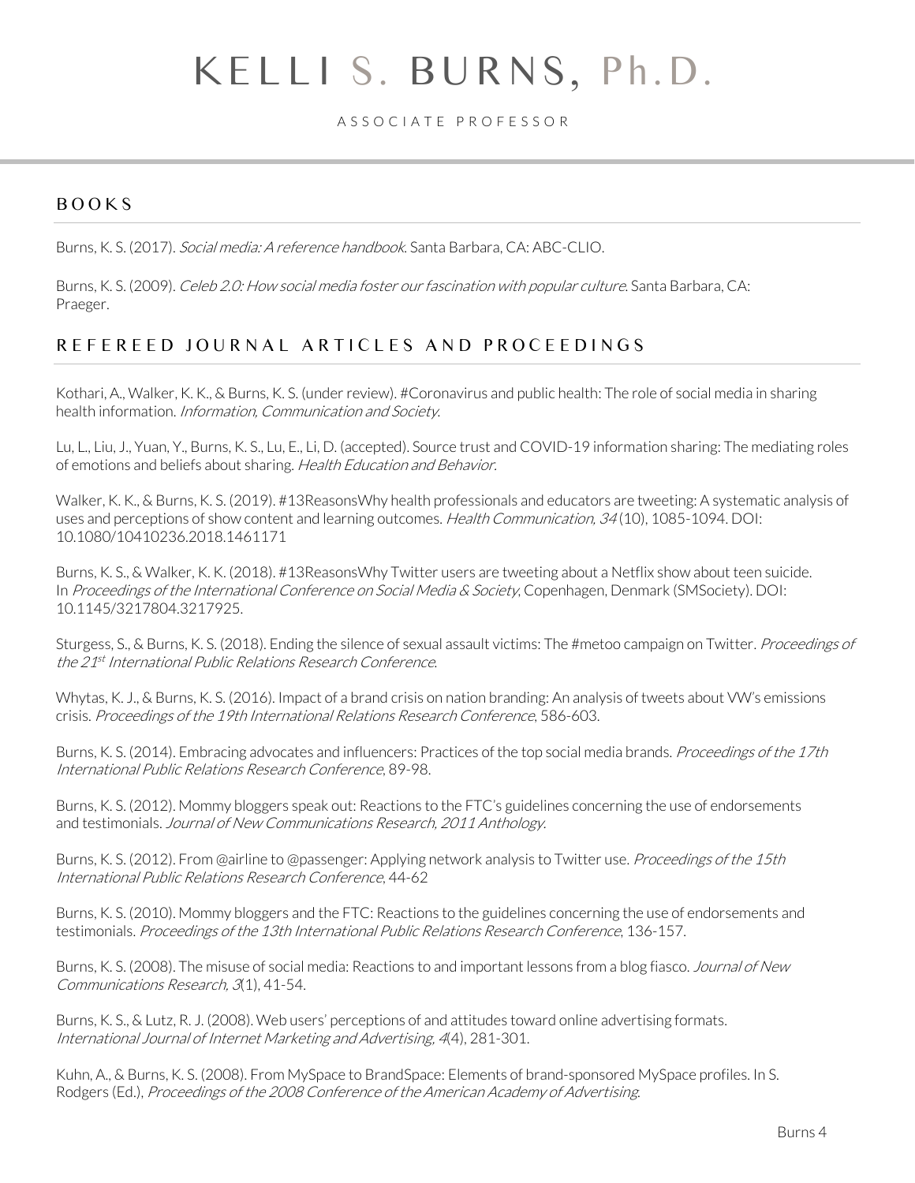# KELLI S. BURNS, Ph.D.

ASSOCIATE PROFESSOR

## BOOKS

Burns, K. S. (2017). *Social media: A reference handbook*. Santa Barbara, CA: ABC-CLIO.

Burns, K. S. (2009). *Celeb 2.0: How social media foster our fascination with popular culture*. Santa Barbara, CA: Praeger.

## REFEREED JOURNAL ARTICLES AND PROCEEDINGS

Kothari, A., Walker, K. K., & Burns, K. S. (under review). #Coronavirus and public health: The role of social media in sharing health information. *Information, Communication and Society*.

Lu, L., Liu, J., Yuan, Y., Burns, K. S., Lu, E., Li, D. (accepted). Source trust and COVID-19 information sharing: The mediating roles of emotions and beliefs about sharing. *Health Education and Behavior*.

Walker, K. K., & Burns, K. S. (2019). #13ReasonsWhy health professionals and educators are tweeting: A systematic analysis of uses and perceptions of show content and learning outcomes. *Health Communication, 34* (10), 1085-1094. DOI: 10.1080/10410236.2018.1461171

Burns, K. S., & Walker, K. K. (2018). #13ReasonsWhy Twitter users are tweeting about a Netflix show about teen suicide. In *Proceedings of the International Conference on Social Media & Society*, Copenhagen, Denmark (SMSociety). DOI: 10.1145/3217804.3217925.

Sturgess, S., & Burns, K. S. (2018). Ending the silence of sexual assault victims: The #metoo campaign on Twitter. *Proceedings of the 21st International Public Relations Research Conference*.

Whytas, K. J., & Burns, K. S. (2016). Impact of a brand crisis on nation branding: An analysis of tweets about VW's emissions crisis. *Proceedings of the 19th International Relations Research Conference*, 586-603.

Burns, K. S. (2014). Embracing advocates and influencers: Practices of the top social media brands. *Proceedings of the 17th International Public Relations Research Conference*, 89-98.

Burns, K. S. (2012). Mommy bloggers speak out: Reactions to the FTC's guidelines concerning the use of endorsements and testimonials. *Journal of New Communications Research, 2011 Anthology*.

Burns, K. S. (2012). From @airline to @passenger: Applying network analysis to Twitter use. *Proceedings of the 15th International Public Relations Research Conference*, 44-62

Burns, K. S. (2010). Mommy bloggers and the FTC: Reactions to the guidelines concerning the use of endorsements and testimonials. *Proceedings of the 13th International Public Relations Research Conference*, 136-157.

Burns, K. S. (2008). The misuse of social media: Reactions to and important lessons from a blog fiasco. *Journal of New Communications Research, 3*(1), 41-54.

Burns, K. S., & Lutz, R. J. (2008). Web users' perceptions of and attitudes toward online advertising formats. *International Journal of Internet Marketing and Advertising, 4*(4), 281-301.

Kuhn, A., & Burns, K. S. (2008). From MySpace to BrandSpace: Elements of brand-sponsored MySpace profiles. In S. Rodgers (Ed.), *Proceedings of the 2008 Conference of the American Academy of Advertising*.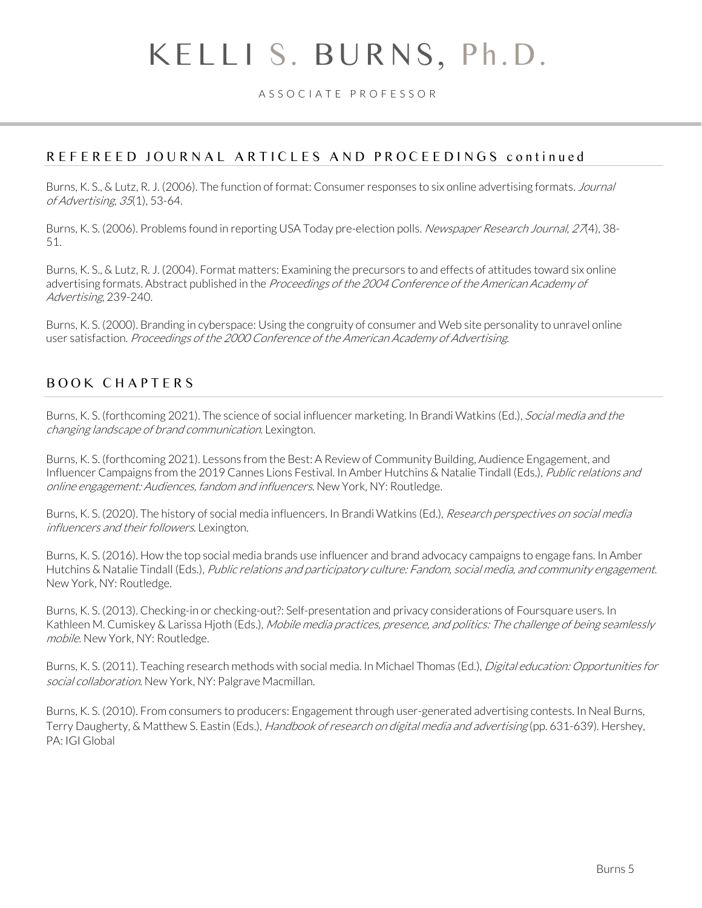## REFEREED JOURNAL ARTICLES AND PROCEEDINGS continued

Burns, K. S., & Lutz, R. J. (2006). The function of format: Consumer responses to six online advertising formats. *Journal of Advertising, 35*(1), 53-64.

Burns, K. S. (2006). Problems found in reporting USA Today pre-election polls. *Newspaper Research Journal, 27*(4), 38-51.

Burns, K. S., & Lutz, R. J. (2004). Format matters: Examining the precursors to and effects of attitudes toward six online advertising formats. Abstract published in the *Proceedings of the 2004 Conference of the American Academy of Advertising*, 239-240.

Burns, K. S. (2000). Branding in cyberspace: Using the congruity of consumer and Web site personality to unravel online user satisfaction. *Proceedings of the 2000 Conference of the American Academy of Advertising*.

## BOOK CHAPTERS

Burns, K. S. (forthcoming 2021). The science of social influencer marketing. In Brandi Watkins (Ed.), *Social media and the changing landscape of brand communication*. Lexington.

Burns, K. S. (forthcoming 2021). Lessons from the Best: A Review of Community Building, Audience Engagement, and Influencer Campaigns from the 2019 Cannes Lions Festival. In Amber Hutchins & Natalie Tindall (Eds.), *Public relations and online engagement: Audiences, fandom and influencers*. New York, NY: Routledge.

Burns, K. S. (2020). The history of social media influencers. In Brandi Watkins (Ed.), *Research perspectives on social media influencers and their followers*. Lexington.

Burns, K. S. (2016). How the top social media brands use influencer and brand advocacy campaigns to engage fans. In Amber Hutchins & Natalie Tindall (Eds.), *Public relations and participatory culture: Fandom, social media, and community engagement*. New York, NY: Routledge.

Burns, K. S. (2013). Checking-in or checking-out?: Self-presentation and privacy considerations of Foursquare users. In Kathleen M. Cumiskey & Larissa Hjoth (Eds.), *Mobile media practices, presence, and politics: The challenge of being seamlessly mobile*. New York, NY: Routledge.

Burns, K. S. (2011). Teaching research methods with social media. In Michael Thomas (Ed.), *Digital education: Opportunities for social collaboration*. New York, NY: Palgrave Macmillan.

Burns, K. S. (2010). From consumers to producers: Engagement through user-generated advertising contests. In Neal Burns, Terry Daugherty, & Matthew S. Eastin (Eds.), *Handbook of research on digital media and advertising* (pp. 631-639). Hershey, PA: IGI Global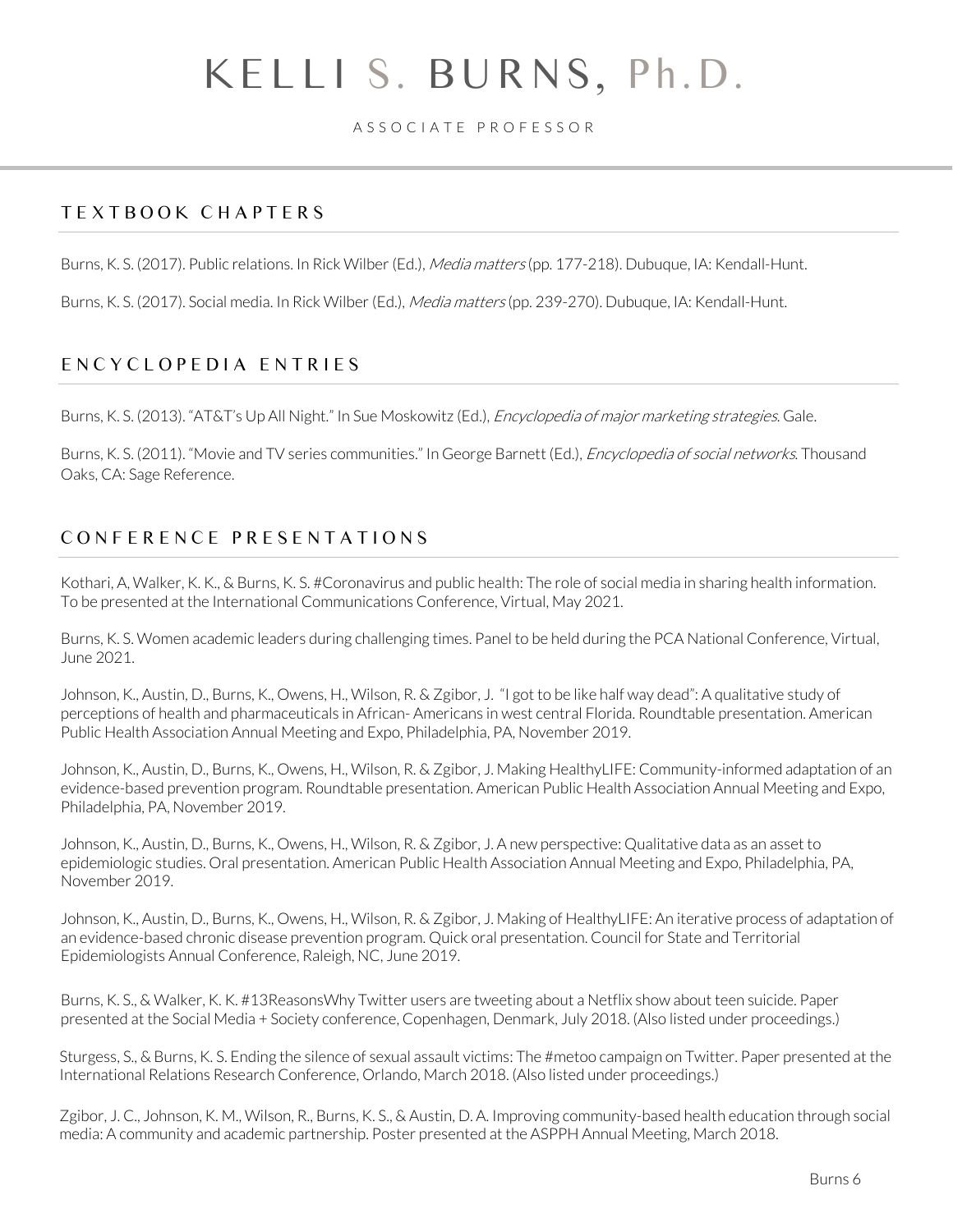# KELLI S. BURNS, Ph.D.

ASSOCIATE PROFESSOR

## TEXTBOOK CHAPTERS

Burns, K. S. (2017). Public relations. In Rick Wilber (Ed.), *Media matters* (pp. 177-218). Dubuque, IA: Kendall-Hunt.

Burns, K. S. (2017). Social media. In Rick Wilber (Ed.), *Media matters* (pp. 239-270). Dubuque, IA: Kendall-Hunt.

## ENCYCLOPEDIA ENTRIES

Burns, K. S. (2013). "AT&T's Up All Night." In Sue Moskowitz (Ed.), *Encyclopedia of major marketing strategies*. Gale.

Burns, K. S. (2011). "Movie and TV series communities." In George Barnett (Ed.), *Encyclopedia of social networks*. Thousand Oaks, CA: Sage Reference.

## CONFERENCE PRESENTATIONS

Kothari, A, Walker, K. K., & Burns, K. S. #Coronavirus and public health: The role of social media in sharing health information. To be presented at the International Communications Conference, Virtual, May 2021.

Burns, K. S. Women academic leaders during challenging times. Panel to be held during the PCA National Conference, Virtual, June 2021.

Johnson, K., Austin, D., Burns, K., Owens, H., Wilson, R. & Zgibor, J. "I got to be like half way dead": A qualitative study of perceptions of health and pharmaceuticals in African- Americans in west central Florida. Roundtable presentation. American Public Health Association Annual Meeting and Expo, Philadelphia, PA, November 2019.

Johnson, K., Austin, D., Burns, K., Owens, H., Wilson, R. & Zgibor, J. Making HealthyLIFE: Community-informed adaptation of an evidence-based prevention program. Roundtable presentation. American Public Health Association Annual Meeting and Expo, Philadelphia, PA, November 2019.

Johnson, K., Austin, D., Burns, K., Owens, H., Wilson, R. & Zgibor, J. A new perspective: Qualitative data as an asset to epidemiologic studies. Oral presentation. American Public Health Association Annual Meeting and Expo, Philadelphia, PA, November 2019.

Johnson, K., Austin, D., Burns, K., Owens, H., Wilson, R. & Zgibor, J. Making of HealthyLIFE: An iterative process of adaptation of an evidence-based chronic disease prevention program. Quick oral presentation. Council for State and Territorial Epidemiologists Annual Conference, Raleigh, NC, June 2019.

Burns, K. S., & Walker, K. K. #13ReasonsWhy Twitter users are tweeting about a Netflix show about teen suicide. Paper presented at the Social Media + Society conference, Copenhagen, Denmark, July 2018. (Also listed under proceedings.)

Sturgess, S., & Burns, K. S. Ending the silence of sexual assault victims: The #metoo campaign on Twitter. Paper presented at the International Relations Research Conference, Orlando, March 2018. (Also listed under proceedings.)

Zgibor, J. C., Johnson, K. M., Wilson, R., Burns, K. S., & Austin, D. A. Improving community-based health education through social media: A community and academic partnership. Poster presented at the ASPPH Annual Meeting, March 2018.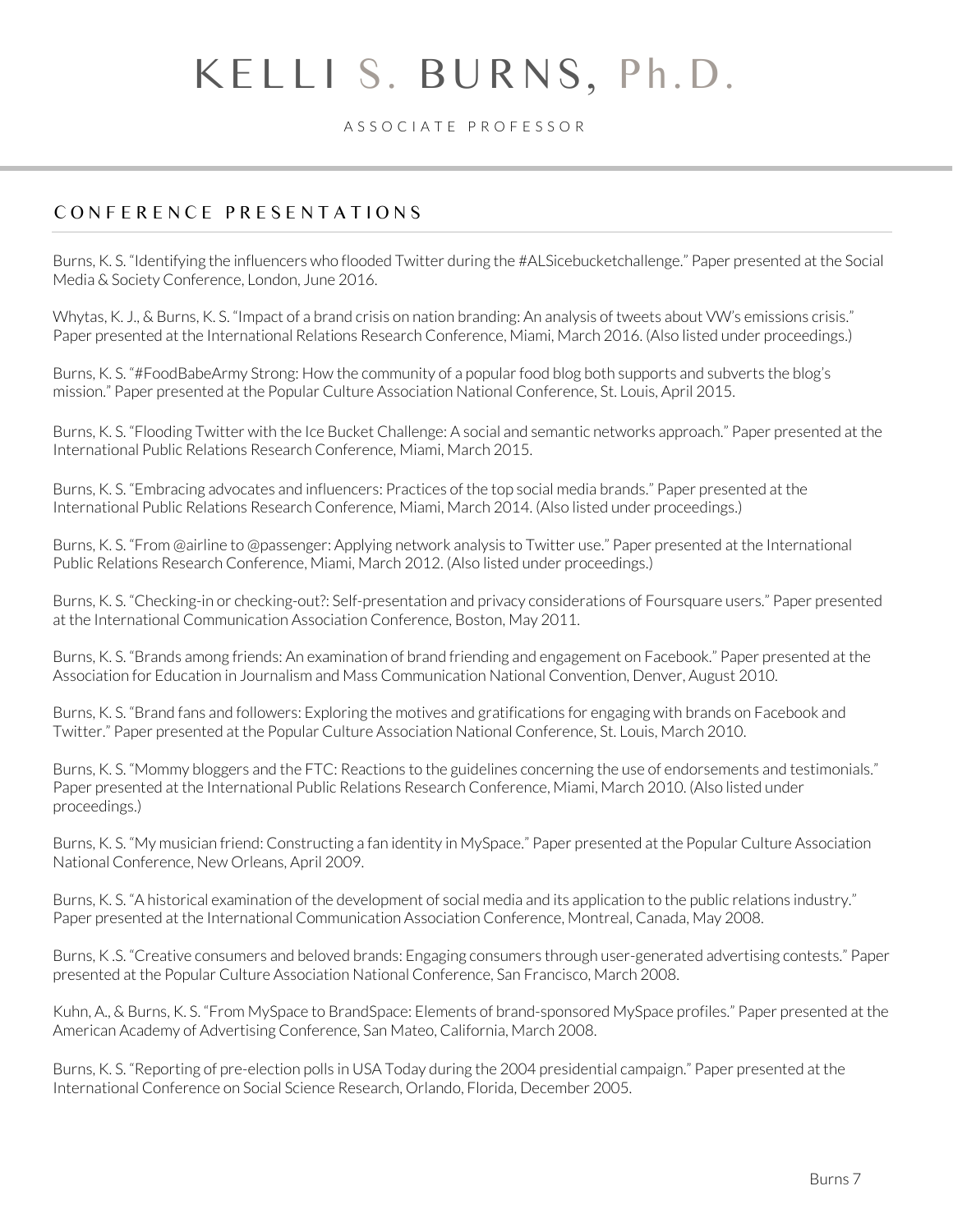## CONFERENCE PRESENTATIONS

Burns, K. S. "Identifying the influencers who flooded Twitter during the #ALSicebucketchallenge." Paper presented at the Social Media & Society Conference, London, June 2016.

Whytas, K. J., & Burns, K. S. "Impact of a brand crisis on nation branding: An analysis of tweets about VW's emissions crisis." Paper presented at the International Relations Research Conference, Miami, March 2016. (Also listed under proceedings.)

Burns, K. S. "#FoodBabeArmy Strong: How the community of a popular food blog both supports and subverts the blog's mission." Paper presented at the Popular Culture Association National Conference, St. Louis, April 2015.

Burns, K. S. "Flooding Twitter with the Ice Bucket Challenge: A social and semantic networks approach." Paper presented at the International Public Relations Research Conference, Miami, March 2015.

Burns, K. S. "Embracing advocates and influencers: Practices of the top social media brands." Paper presented at the International Public Relations Research Conference, Miami, March 2014. (Also listed under proceedings.)

Burns, K. S. "From @airline to @passenger: Applying network analysis to Twitter use." Paper presented at the International Public Relations Research Conference, Miami, March 2012. (Also listed under proceedings.)

Burns, K. S. "Checking-in or checking-out?: Self-presentation and privacy considerations of Foursquare users." Paper presented at the International Communication Association Conference, Boston, May 2011.

Burns, K. S. "Brands among friends: An examination of brand friending and engagement on Facebook." Paper presented at the Association for Education in Journalism and Mass Communication National Convention, Denver, August 2010.

Burns, K. S. "Brand fans and followers: Exploring the motives and gratifications for engaging with brands on Facebook and Twitter." Paper presented at the Popular Culture Association National Conference, St. Louis, March 2010.

Burns, K. S. "Mommy bloggers and the FTC: Reactions to the guidelines concerning the use of endorsements and testimonials." Paper presented at the International Public Relations Research Conference, Miami, March 2010. (Also listed under proceedings.)

Burns, K. S. "My musician friend: Constructing a fan identity in MySpace." Paper presented at the Popular Culture Association National Conference, New Orleans, April 2009.

Burns, K. S. "A historical examination of the development of social media and its application to the public relations industry." Paper presented at the International Communication Association Conference, Montreal, Canada, May 2008.

Burns, K .S. "Creative consumers and beloved brands: Engaging consumers through user-generated advertising contests." Paper presented at the Popular Culture Association National Conference, San Francisco, March 2008.

Kuhn, A., & Burns, K. S. "From MySpace to BrandSpace: Elements of brand-sponsored MySpace profiles." Paper presented at the American Academy of Advertising Conference, San Mateo, California, March 2008.

Burns, K. S. "Reporting of pre-election polls in USA Today during the 2004 presidential campaign." Paper presented at the International Conference on Social Science Research, Orlando, Florida, December 2005.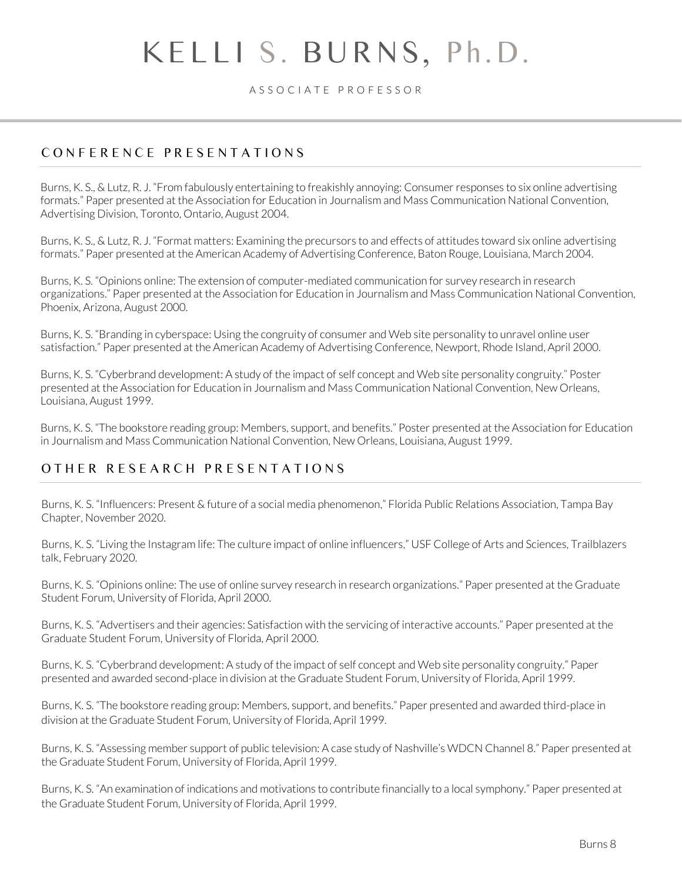## CONFERENCE PRESENTATIONS

Burns, K. S., & Lutz, R. J. "From fabulously entertaining to freakishly annoying: Consumer responses to six online advertising formats." Paper presented at the Association for Education in Journalism and Mass Communication National Convention, Advertising Division, Toronto, Ontario, August 2004.

Burns, K. S., & Lutz, R. J. "Format matters: Examining the precursors to and effects of attitudes toward six online advertising formats." Paper presented at the American Academy of Advertising Conference, Baton Rouge, Louisiana, March 2004.

Burns, K. S. "Opinions online: The extension of computer-mediated communication for survey research in research organizations." Paper presented at the Association for Education in Journalism and Mass Communication National Convention, Phoenix, Arizona, August 2000.

Burns, K. S. "Branding in cyberspace: Using the congruity of consumer and Web site personality to unravel online user satisfaction." Paper presented at the American Academy of Advertising Conference, Newport, Rhode Island, April 2000.

Burns, K. S. "Cyberbrand development: A study of the impact of self concept and Web site personality congruity." Poster presented at the Association for Education in Journalism and Mass Communication National Convention, New Orleans, Louisiana, August 1999.

Burns, K. S. "The bookstore reading group: Members, support, and benefits." Poster presented at the Association for Education in Journalism and Mass Communication National Convention, New Orleans, Louisiana, August 1999.

## OTHER RESEARCH PRESENTATIONS

Burns, K. S. "Influencers: Present & future of a social media phenomenon," Florida Public Relations Association, Tampa Bay Chapter, November 2020.

Burns, K. S. "Living the Instagram life: The culture impact of online influencers," USF College of Arts and Sciences, Trailblazers talk, February 2020.

Burns, K. S. "Opinions online: The use of online survey research in research organizations." Paper presented at the Graduate Student Forum, University of Florida, April 2000.

Burns, K. S. "Advertisers and their agencies: Satisfaction with the servicing of interactive accounts." Paper presented at the Graduate Student Forum, University of Florida, April 2000.

Burns, K. S. "Cyberbrand development: A study of the impact of self concept and Web site personality congruity." Paper presented and awarded second-place in division at the Graduate Student Forum, University of Florida, April 1999.

Burns, K. S. "The bookstore reading group: Members, support, and benefits." Paper presented and awarded third-place in division at the Graduate Student Forum, University of Florida, April 1999.

Burns, K. S. "Assessing member support of public television: A case study of Nashville's WDCN Channel 8." Paper presented at the Graduate Student Forum, University of Florida, April 1999.

Burns, K. S. "An examination of indications and motivations to contribute financially to a local symphony." Paper presented at the Graduate Student Forum, University of Florida, April 1999.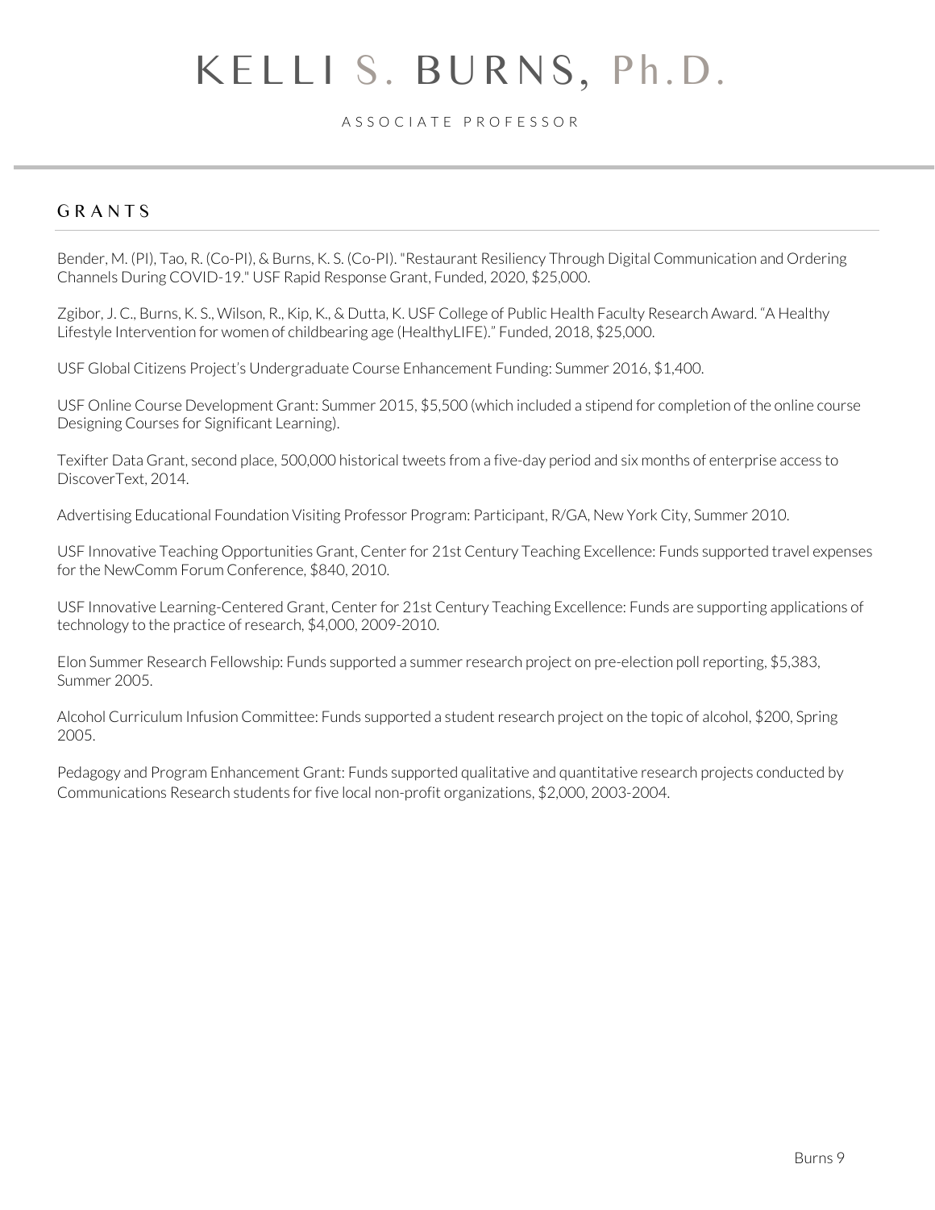# KELLI S. BURNS, Ph.D.

ASSOCIATE PROFESSOR

## GRANTS

Bender, M. (PI), Tao, R. (Co-PI), & Burns, K. S. (Co-PI). "Restaurant Resiliency Through Digital Communication and Ordering Channels During COVID-19." USF Rapid Response Grant, Funded, 2020, $25,000.

Zgibor, J. C., Burns, K. S., Wilson, R., Kip, K., & Dutta, K. USF College of Public Health Faculty Research Award. "A Healthy Lifestyle Intervention for women of childbearing age (HealthyLIFE)." Funded, 2018, $25,000.

USF Global Citizens Project's Undergraduate Course Enhancement Funding: Summer 2016, $1,400.

USF Online Course Development Grant: Summer 2015, $5,500 (which included a stipend for completion of the online course Designing Courses for Significant Learning).

Texifter Data Grant, second place, 500,000 historical tweets from a five-day period and six months of enterprise access to DiscoverText, 2014.

Advertising Educational Foundation Visiting Professor Program: Participant, R/GA, New York City, Summer 2010.

USF Innovative Teaching Opportunities Grant, Center for 21st Century Teaching Excellence: Funds supported travel expenses for the NewComm Forum Conference, $840, 2010.

USF Innovative Learning-Centered Grant, Center for 21st Century Teaching Excellence: Funds are supporting applications of technology to the practice of research, $4,000, 2009-2010.

Elon Summer Research Fellowship: Funds supported a summer research project on pre-election poll reporting, $5,383, Summer 2005.

Alcohol Curriculum Infusion Committee: Funds supported a student research project on the topic of alcohol, $200, Spring 2005.

Pedagogy and Program Enhancement Grant: Funds supported qualitative and quantitative research projects conducted by Communications Research students for five local non-profit organizations, $2,000, 2003-2004.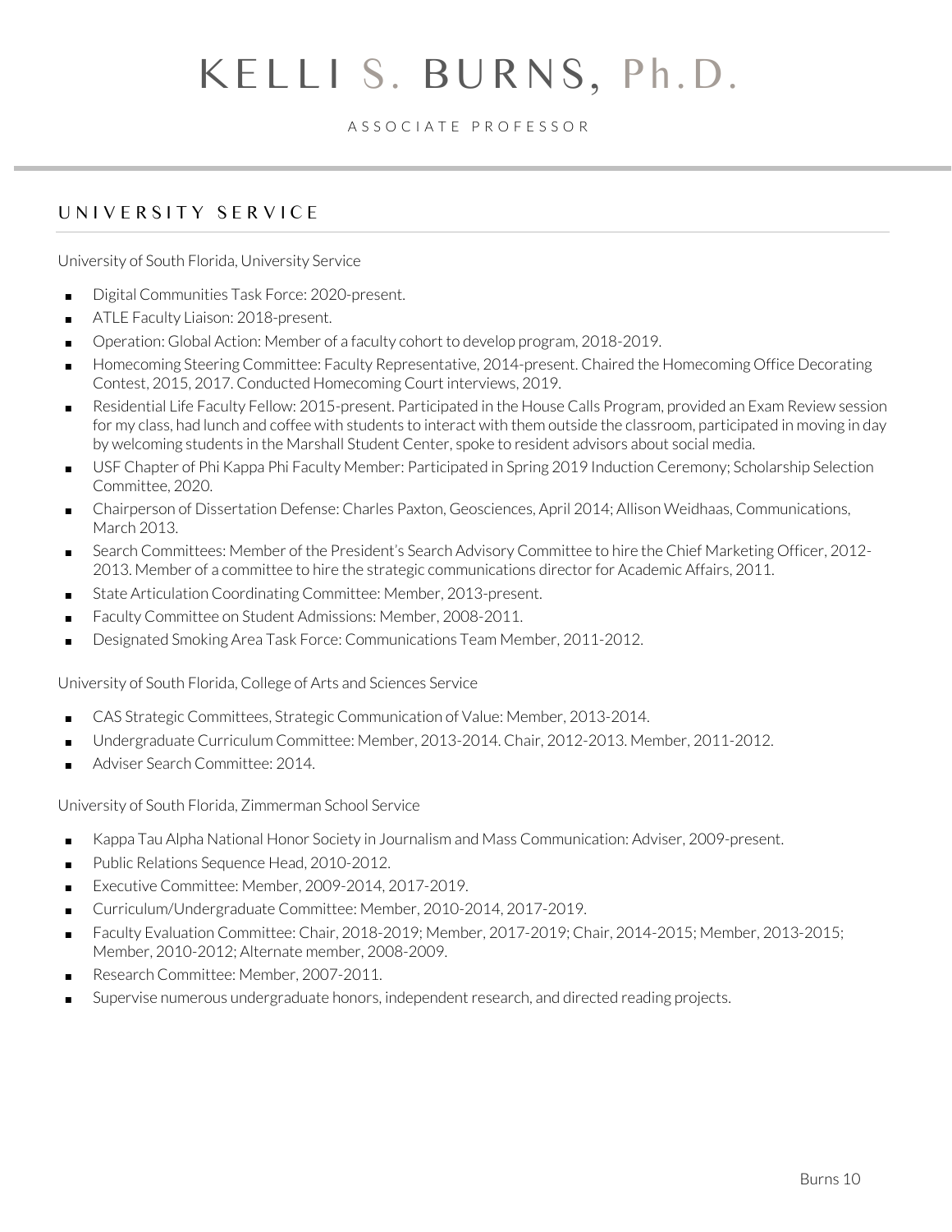# KELLI S. BURNS, Ph.D.

ASSOCIATE PROFESSOR

## UNIVERSITY SERVICE

University of South Florida, University Service

- Digital Communities Task Force: 2020-present.
- ATLE Faculty Liaison: 2018-present.
- Operation: Global Action: Member of a faculty cohort to develop program, 2018-2019.
- Homecoming Steering Committee: Faculty Representative, 2014-present. Chaired the Homecoming Office Decorating Contest, 2015, 2017. Conducted Homecoming Court interviews, 2019.
- Residential Life Faculty Fellow: 2015-present. Participated in the House Calls Program, provided an Exam Review session for my class, had lunch and coffee with students to interact with them outside the classroom, participated in moving in day by welcoming students in the Marshall Student Center, spoke to resident advisors about social media.
- USF Chapter of Phi Kappa Phi Faculty Member: Participated in Spring 2019 Induction Ceremony; Scholarship Selection Committee, 2020.
- Chairperson of Dissertation Defense: Charles Paxton, Geosciences, April 2014; Allison Weidhaas, Communications, March 2013.
- Search Committees: Member of the President's Search Advisory Committee to hire the Chief Marketing Officer, 2012-2013. Member of a committee to hire the strategic communications director for Academic Affairs, 2011.
- State Articulation Coordinating Committee: Member, 2013-present.
- Faculty Committee on Student Admissions: Member, 2008-2011.
- Designated Smoking Area Task Force: Communications Team Member, 2011-2012.

University of South Florida, College of Arts and Sciences Service

- CAS Strategic Committees, Strategic Communication of Value: Member, 2013-2014.
- Undergraduate Curriculum Committee: Member, 2013-2014. Chair, 2012-2013. Member, 2011-2012.
- Adviser Search Committee: 2014.

University of South Florida, Zimmerman School Service

- Kappa Tau Alpha National Honor Society in Journalism and Mass Communication: Adviser, 2009-present.
- Public Relations Sequence Head, 2010-2012.
- Executive Committee: Member, 2009-2014, 2017-2019.
- Curriculum/Undergraduate Committee: Member, 2010-2014, 2017-2019.
- Faculty Evaluation Committee: Chair, 2018-2019; Member, 2017-2019; Chair, 2014-2015; Member, 2013-2015; Member, 2010-2012; Alternate member, 2008-2009.
- Research Committee: Member, 2007-2011.
- Supervise numerous undergraduate honors, independent research, and directed reading projects.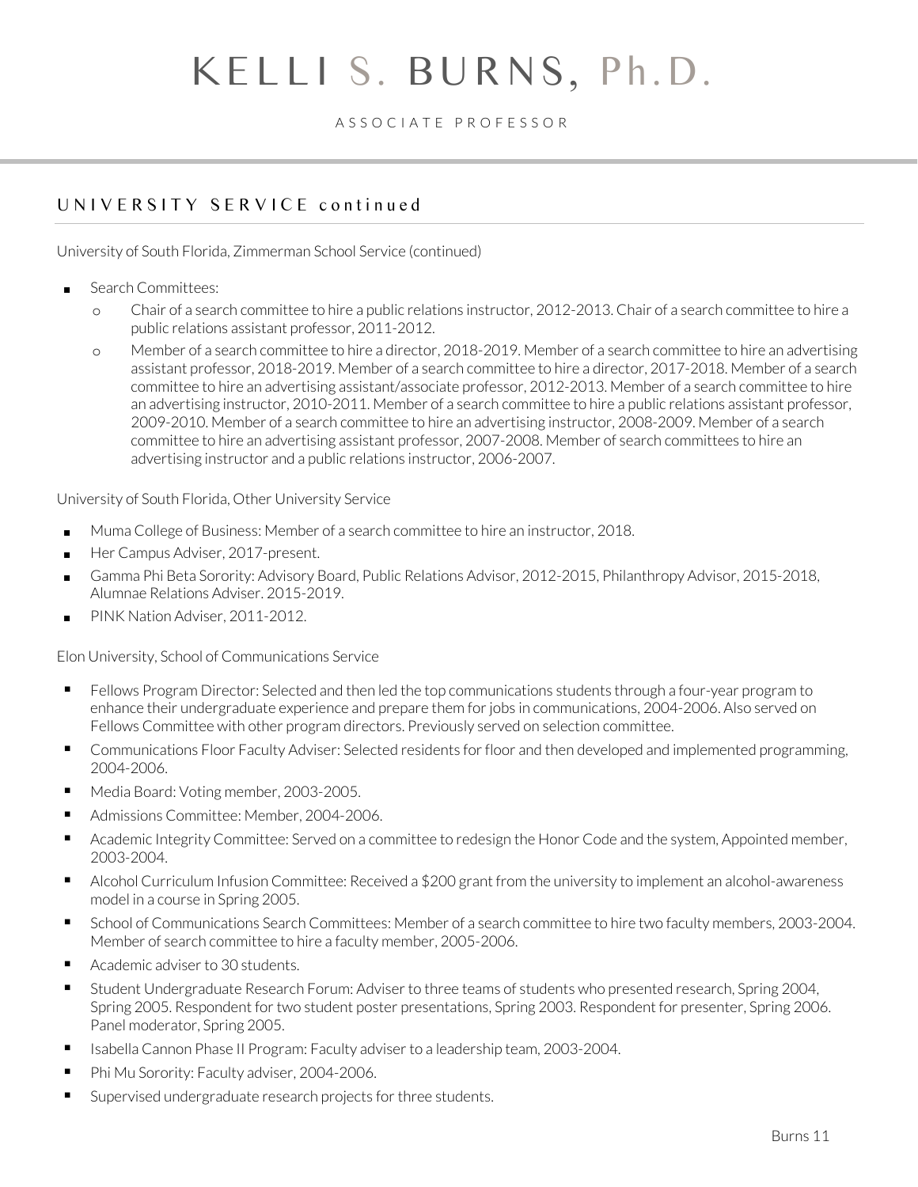## UNIVERSITY SERVICE continued

University of South Florida, Zimmerman School Service (continued)

- Search Committees:
  - Chair of a search committee to hire a public relations instructor, 2012-2013. Chair of a search committee to hire a public relations assistant professor, 2011-2012.
  - Member of a search committee to hire a director, 2018-2019. Member of a search committee to hire an advertising assistant professor, 2018-2019. Member of a search committee to hire a director, 2017-2018. Member of a search committee to hire an advertising assistant/associate professor, 2012-2013. Member of a search committee to hire an advertising instructor, 2010-2011. Member of a search committee to hire a public relations assistant professor, 2009-2010. Member of a search committee to hire an advertising instructor, 2008-2009. Member of a search committee to hire an advertising assistant professor, 2007-2008. Member of search committees to hire an advertising instructor and a public relations instructor, 2006-2007.

University of South Florida, Other University Service

- Muma College of Business: Member of a search committee to hire an instructor, 2018.
- Her Campus Adviser, 2017-present.
- Gamma Phi Beta Sorority: Advisory Board, Public Relations Advisor, 2012-2015, Philanthropy Advisor, 2015-2018, Alumnae Relations Adviser. 2015-2019.
- PINK Nation Adviser, 2011-2012.

Elon University, School of Communications Service

- Fellows Program Director: Selected and then led the top communications students through a four-year program to enhance their undergraduate experience and prepare them for jobs in communications, 2004-2006. Also served on Fellows Committee with other program directors. Previously served on selection committee.
- Communications Floor Faculty Adviser: Selected residents for floor and then developed and implemented programming, 2004-2006.
- Media Board: Voting member, 2003-2005.
- Admissions Committee: Member, 2004-2006.
- Academic Integrity Committee: Served on a committee to redesign the Honor Code and the system, Appointed member, 2003-2004.
- Alcohol Curriculum Infusion Committee: Received a $200 grant from the university to implement an alcohol-awareness model in a course in Spring 2005.
- School of Communications Search Committees: Member of a search committee to hire two faculty members, 2003-2004. Member of search committee to hire a faculty member, 2005-2006.
- Academic adviser to 30 students.
- Student Undergraduate Research Forum: Adviser to three teams of students who presented research, Spring 2004, Spring 2005. Respondent for two student poster presentations, Spring 2003. Respondent for presenter, Spring 2006. Panel moderator, Spring 2005.
- Isabella Cannon Phase II Program: Faculty adviser to a leadership team, 2003-2004.
- Phi Mu Sorority: Faculty adviser, 2004-2006.
- Supervised undergraduate research projects for three students.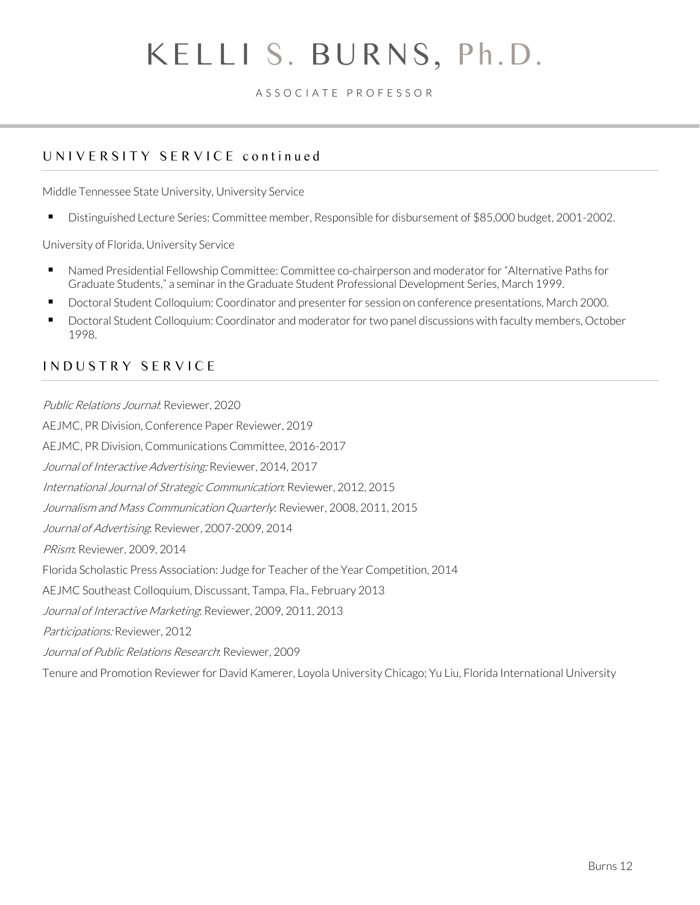## UNIVERSITY SERVICE continued

Middle Tennessee State University, University Service

- Distinguished Lecture Series: Committee member, Responsible for disbursement of $85,000 budget, 2001-2002.

University of Florida, University Service

- Named Presidential Fellowship Committee: Committee co-chairperson and moderator for "Alternative Paths for Graduate Students," a seminar in the Graduate Student Professional Development Series, March 1999.
- Doctoral Student Colloquium: Coordinator and presenter for session on conference presentations, March 2000.
- Doctoral Student Colloquium: Coordinator and moderator for two panel discussions with faculty members, October 1998.

## INDUSTRY SERVICE

*Public Relations Journal*: Reviewer, 2020

AEJMC, PR Division, Conference Paper Reviewer, 2019

AEJMC, PR Division, Communications Committee, 2016-2017

*Journal of Interactive Advertising:* Reviewer, 2014, 2017

*International Journal of Strategic Communication*: Reviewer, 2012, 2015

*Journalism and Mass Communication Quarterly*: Reviewer, 2008, 2011, 2015

*Journal of Advertising*: Reviewer, 2007-2009, 2014

*PRism*: Reviewer, 2009, 2014

Florida Scholastic Press Association: Judge for Teacher of the Year Competition, 2014

AEJMC Southeast Colloquium, Discussant, Tampa, Fla., February 2013

*Journal of Interactive Marketing*: Reviewer, 2009, 2011, 2013

*Participations:* Reviewer, 2012

*Journal of Public Relations Research*: Reviewer, 2009

Tenure and Promotion Reviewer for David Kamerer, Loyola University Chicago; Yu Liu, Florida International University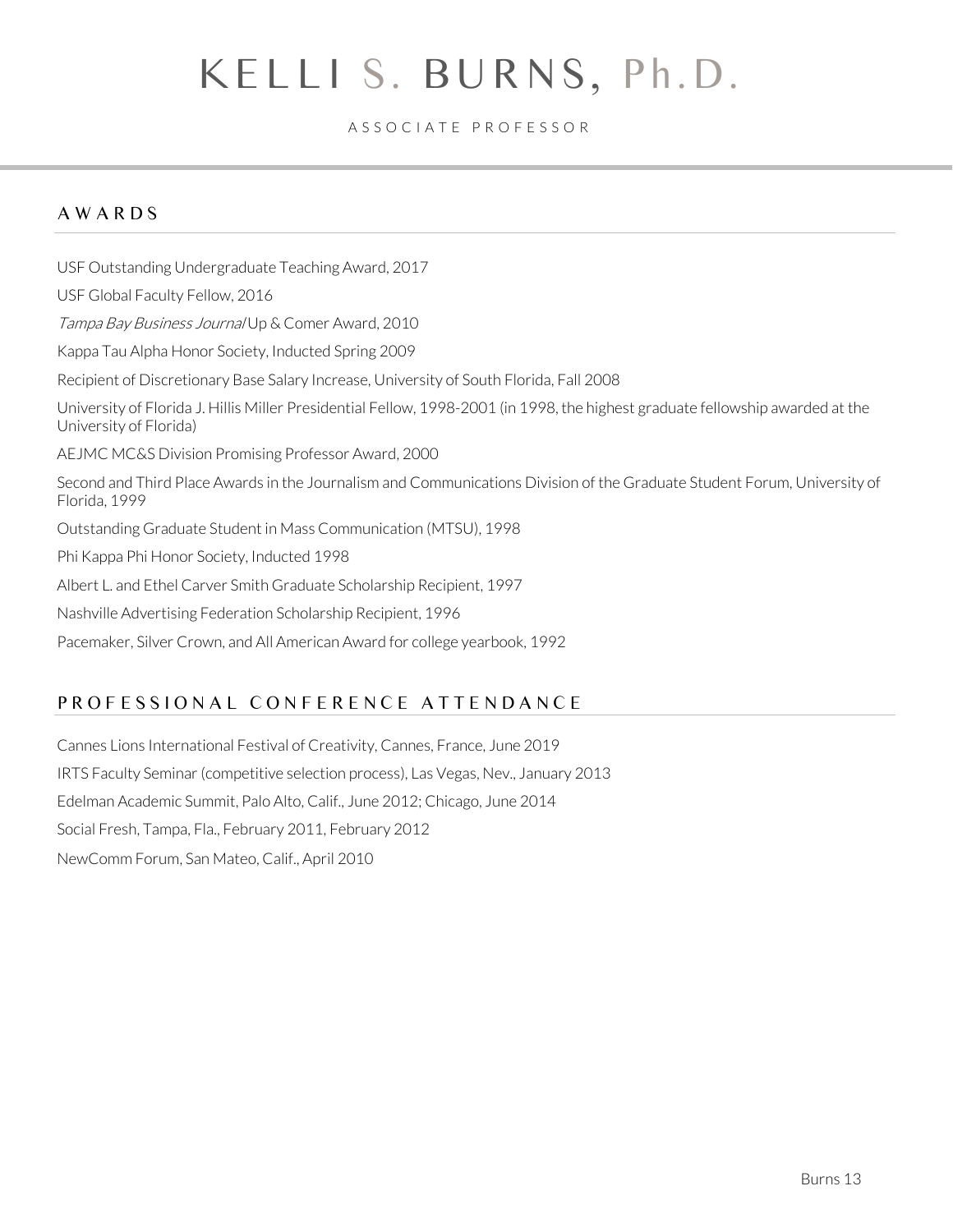# KELLI S. BURNS, Ph.D.

ASSOCIATE PROFESSOR

## AWARDS

USF Outstanding Undergraduate Teaching Award, 2017

USF Global Faculty Fellow, 2016

*Tampa Bay Business Journal* Up & Comer Award, 2010

Kappa Tau Alpha Honor Society, Inducted Spring 2009

Recipient of Discretionary Base Salary Increase, University of South Florida, Fall 2008

University of Florida J. Hillis Miller Presidential Fellow, 1998-2001 (in 1998, the highest graduate fellowship awarded at the University of Florida)

AEJMC MC&S Division Promising Professor Award, 2000

Second and Third Place Awards in the Journalism and Communications Division of the Graduate Student Forum, University of Florida, 1999

Outstanding Graduate Student in Mass Communication (MTSU), 1998

Phi Kappa Phi Honor Society, Inducted 1998

Albert L. and Ethel Carver Smith Graduate Scholarship Recipient, 1997

Nashville Advertising Federation Scholarship Recipient, 1996

Pacemaker, Silver Crown, and All American Award for college yearbook, 1992

## PROFESSIONAL CONFERENCE ATTENDANCE

Cannes Lions International Festival of Creativity, Cannes, France, June 2019

IRTS Faculty Seminar (competitive selection process), Las Vegas, Nev., January 2013

Edelman Academic Summit, Palo Alto, Calif., June 2012; Chicago, June 2014

Social Fresh, Tampa, Fla., February 2011, February 2012

NewComm Forum, San Mateo, Calif., April 2010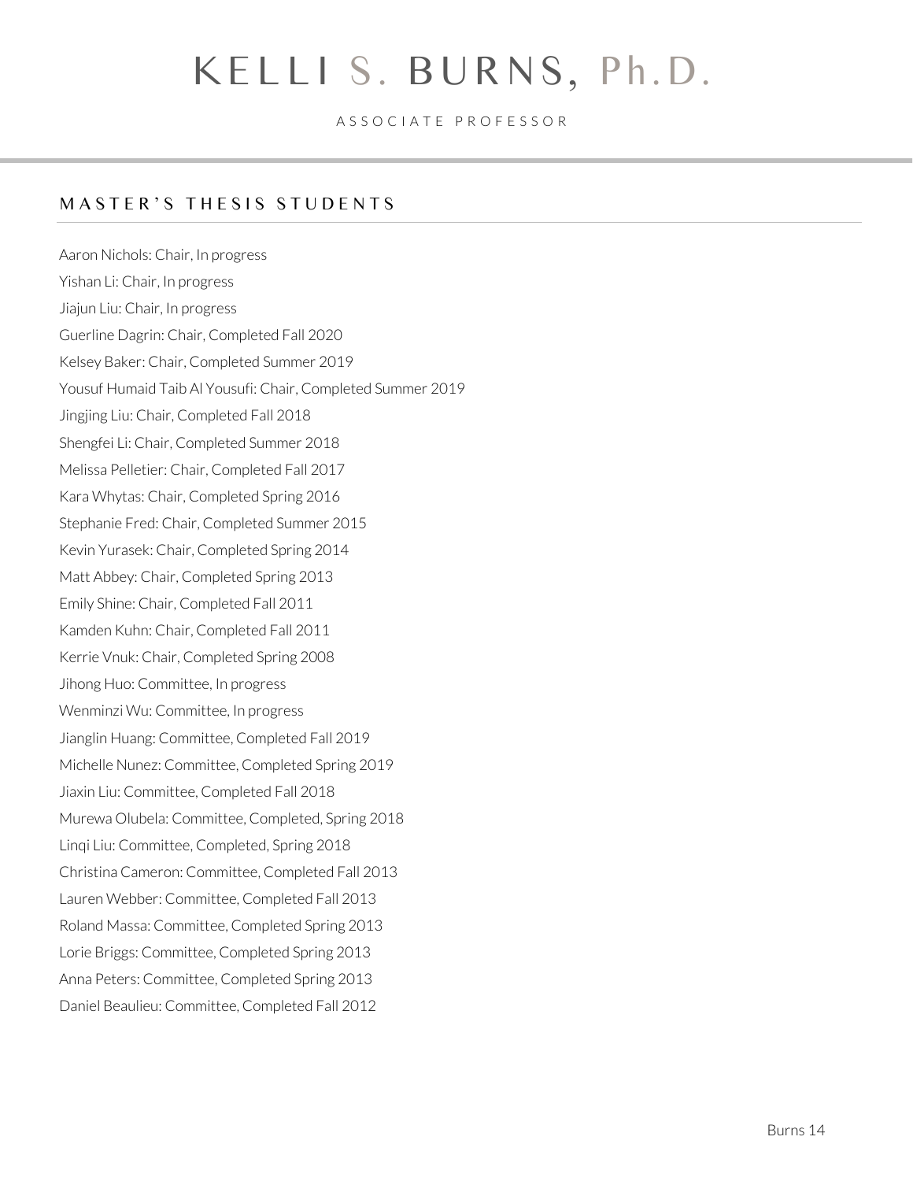## MASTER'S THESIS STUDENTS

Aaron Nichols: Chair, In progress
Yishan Li: Chair, In progress
Jiajun Liu: Chair, In progress
Guerline Dagrin: Chair, Completed Fall 2020
Kelsey Baker: Chair, Completed Summer 2019
Yousuf Humaid Taib Al Yousufi: Chair, Completed Summer 2019
Jingjing Liu: Chair, Completed Fall 2018
Shengfei Li: Chair, Completed Summer 2018
Melissa Pelletier: Chair, Completed Fall 2017
Kara Whytas: Chair, Completed Spring 2016
Stephanie Fred: Chair, Completed Summer 2015
Kevin Yurasek: Chair, Completed Spring 2014
Matt Abbey: Chair, Completed Spring 2013
Emily Shine: Chair, Completed Fall 2011
Kamden Kuhn: Chair, Completed Fall 2011
Kerrie Vnuk: Chair, Completed Spring 2008
Jihong Huo: Committee, In progress
Wenminzi Wu: Committee, In progress
Jianglin Huang: Committee, Completed Fall 2019
Michelle Nunez: Committee, Completed Spring 2019
Jiaxin Liu: Committee, Completed Fall 2018
Murewa Olubela: Committee, Completed, Spring 2018
Linqi Liu: Committee, Completed, Spring 2018
Christina Cameron: Committee, Completed Fall 2013
Lauren Webber: Committee, Completed Fall 2013
Roland Massa: Committee, Completed Spring 2013
Lorie Briggs: Committee, Completed Spring 2013
Anna Peters: Committee, Completed Spring 2013
Daniel Beaulieu: Committee, Completed Fall 2012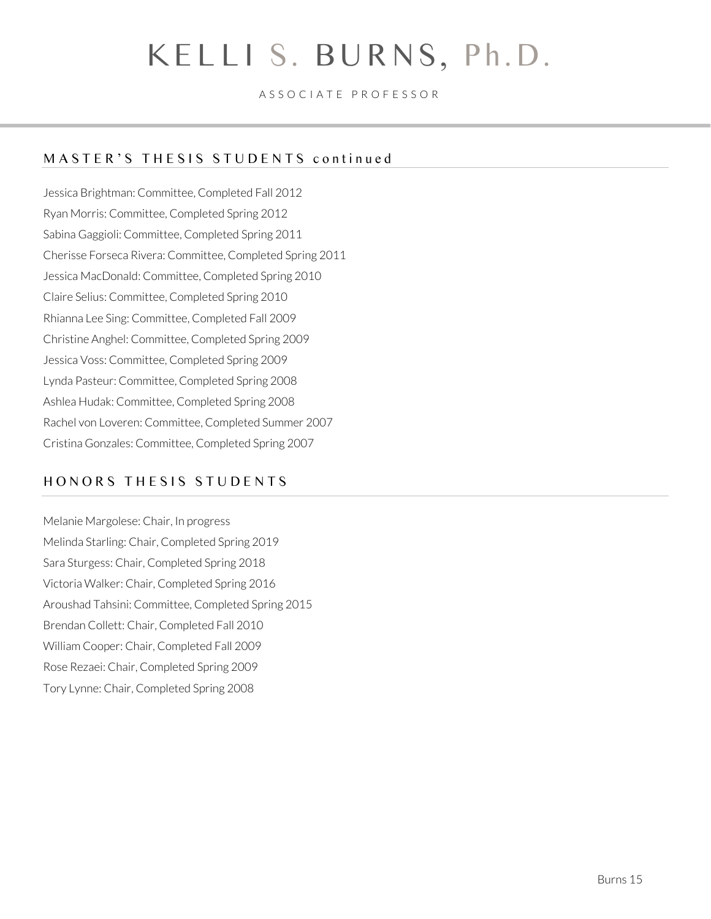## MASTER'S THESIS STUDENTS continued

Jessica Brightman: Committee, Completed Fall 2012
Ryan Morris: Committee, Completed Spring 2012
Sabina Gaggioli: Committee, Completed Spring 2011
Cherisse Forseca Rivera: Committee, Completed Spring 2011
Jessica MacDonald: Committee, Completed Spring 2010
Claire Selius: Committee, Completed Spring 2010
Rhianna Lee Sing: Committee, Completed Fall 2009
Christine Anghel: Committee, Completed Spring 2009
Jessica Voss: Committee, Completed Spring 2009
Lynda Pasteur: Committee, Completed Spring 2008
Ashlea Hudak: Committee, Completed Spring 2008
Rachel von Loveren: Committee, Completed Summer 2007
Cristina Gonzales: Committee, Completed Spring 2007

## HONORS THESIS STUDENTS

Melanie Margolese: Chair, In progress
Melinda Starling: Chair, Completed Spring 2019
Sara Sturgess: Chair, Completed Spring 2018
Victoria Walker: Chair, Completed Spring 2016
Aroushad Tahsini: Committee, Completed Spring 2015
Brendan Collett: Chair, Completed Fall 2010
William Cooper: Chair, Completed Fall 2009
Rose Rezaei: Chair, Completed Spring 2009
Tory Lynne: Chair, Completed Spring 2008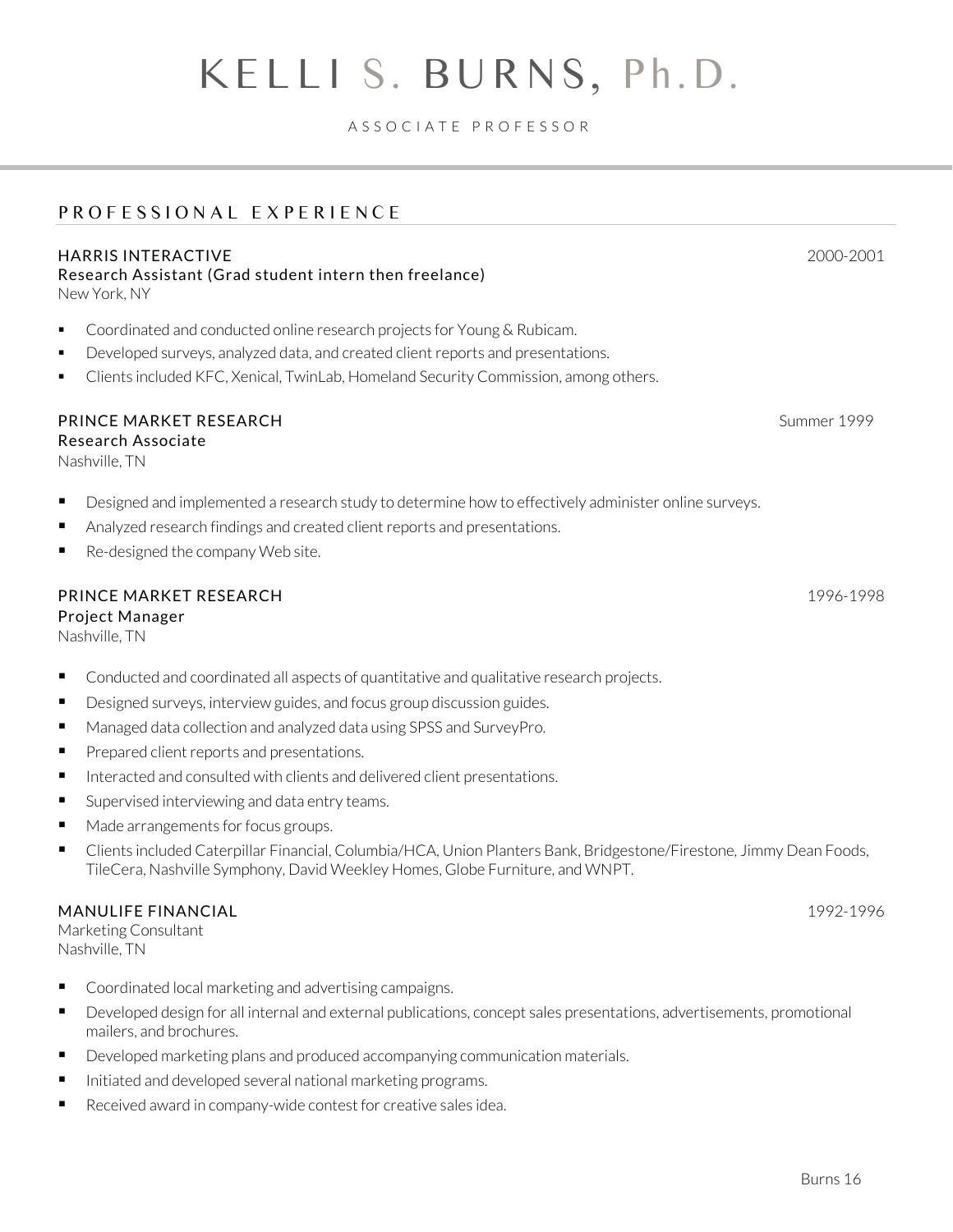# KELLI S. BURNS, Ph.D.

ASSOCIATE PROFESSOR

## PROFESSIONAL EXPERIENCE

### HARRIS INTERACTIVE — 2000-2001
Research Assistant (Grad student intern then freelance)
New York, NY

- Coordinated and conducted online research projects for Young & Rubicam.
- Developed surveys, analyzed data, and created client reports and presentations.
- Clients included KFC, Xenical, TwinLab, Homeland Security Commission, among others.

### PRINCE MARKET RESEARCH — Summer 1999
Research Associate
Nashville, TN

- Designed and implemented a research study to determine how to effectively administer online surveys.
- Analyzed research findings and created client reports and presentations.
- Re-designed the company Web site.

### PRINCE MARKET RESEARCH — 1996-1998
Project Manager
Nashville, TN

- Conducted and coordinated all aspects of quantitative and qualitative research projects.
- Designed surveys, interview guides, and focus group discussion guides.
- Managed data collection and analyzed data using SPSS and SurveyPro.
- Prepared client reports and presentations.
- Interacted and consulted with clients and delivered client presentations.
- Supervised interviewing and data entry teams.
- Made arrangements for focus groups.
- Clients included Caterpillar Financial, Columbia/HCA, Union Planters Bank, Bridgestone/Firestone, Jimmy Dean Foods, TileCera, Nashville Symphony, David Weekley Homes, Globe Furniture, and WNPT.

### MANULIFE FINANCIAL — 1992-1996
Marketing Consultant
Nashville, TN

- Coordinated local marketing and advertising campaigns.
- Developed design for all internal and external publications, concept sales presentations, advertisements, promotional mailers, and brochures.
- Developed marketing plans and produced accompanying communication materials.
- Initiated and developed several national marketing programs.
- Received award in company-wide contest for creative sales idea.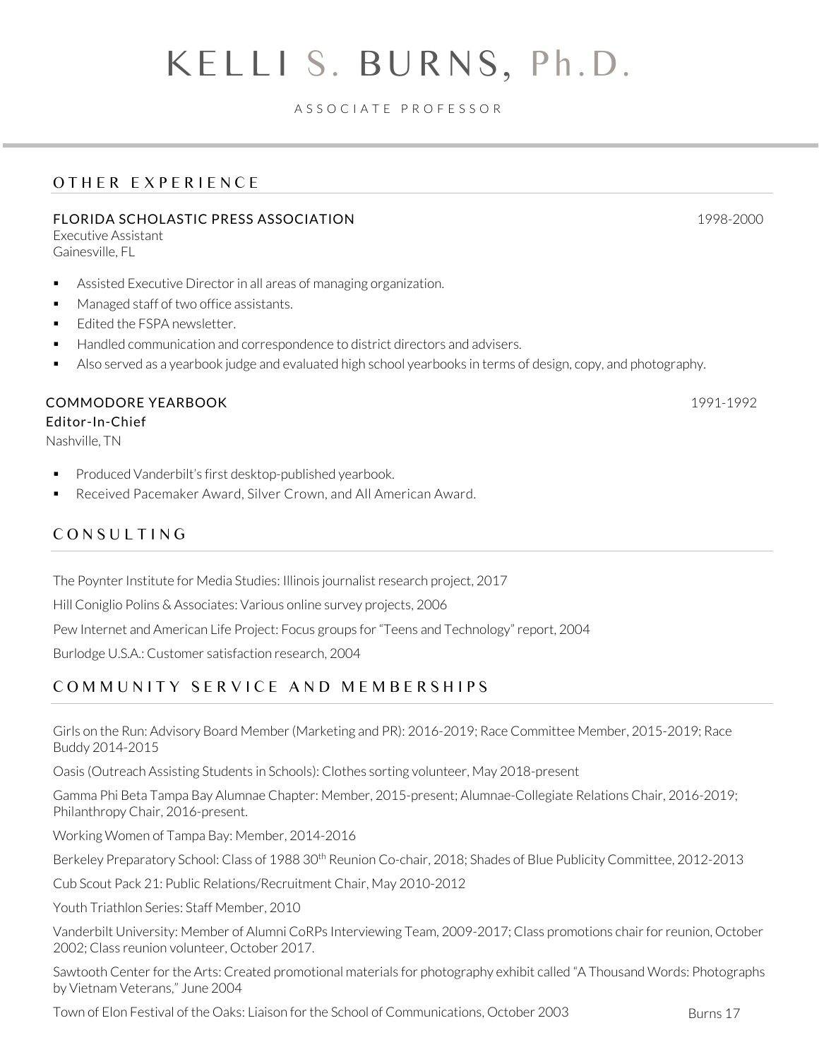## OTHER EXPERIENCE

**FLORIDA SCHOLASTIC PRESS ASSOCIATION** 1998-2000
Executive Assistant
Gainesville, FL

- Assisted Executive Director in all areas of managing organization.
- Managed staff of two office assistants.
- Edited the FSPA newsletter.
- Handled communication and correspondence to district directors and advisers.
- Also served as a yearbook judge and evaluated high school yearbooks in terms of design, copy, and photography.

**COMMODORE YEARBOOK** 1991-1992
**Editor-In-Chief**
Nashville, TN

- Produced Vanderbilt's first desktop-published yearbook.
- Received Pacemaker Award, Silver Crown, and All American Award.

## CONSULTING

The Poynter Institute for Media Studies: Illinois journalist research project, 2017

Hill Coniglio Polins & Associates: Various online survey projects, 2006

Pew Internet and American Life Project: Focus groups for "Teens and Technology" report, 2004

Burlodge U.S.A.: Customer satisfaction research, 2004

## COMMUNITY SERVICE AND MEMBERSHIPS

Girls on the Run: Advisory Board Member (Marketing and PR): 2016-2019; Race Committee Member, 2015-2019; Race Buddy 2014-2015

Oasis (Outreach Assisting Students in Schools): Clothes sorting volunteer, May 2018-present

Gamma Phi Beta Tampa Bay Alumnae Chapter: Member, 2015-present; Alumnae-Collegiate Relations Chair, 2016-2019; Philanthropy Chair, 2016-present.

Working Women of Tampa Bay: Member, 2014-2016

Berkeley Preparatory School: Class of 1988 30th Reunion Co-chair, 2018; Shades of Blue Publicity Committee, 2012-2013

Cub Scout Pack 21: Public Relations/Recruitment Chair, May 2010-2012

Youth Triathlon Series: Staff Member, 2010

Vanderbilt University: Member of Alumni CoRPs Interviewing Team, 2009-2017; Class promotions chair for reunion, October 2002; Class reunion volunteer, October 2017.

Sawtooth Center for the Arts: Created promotional materials for photography exhibit called "A Thousand Words: Photographs by Vietnam Veterans," June 2004

Town of Elon Festival of the Oaks: Liaison for the School of Communications, October 2003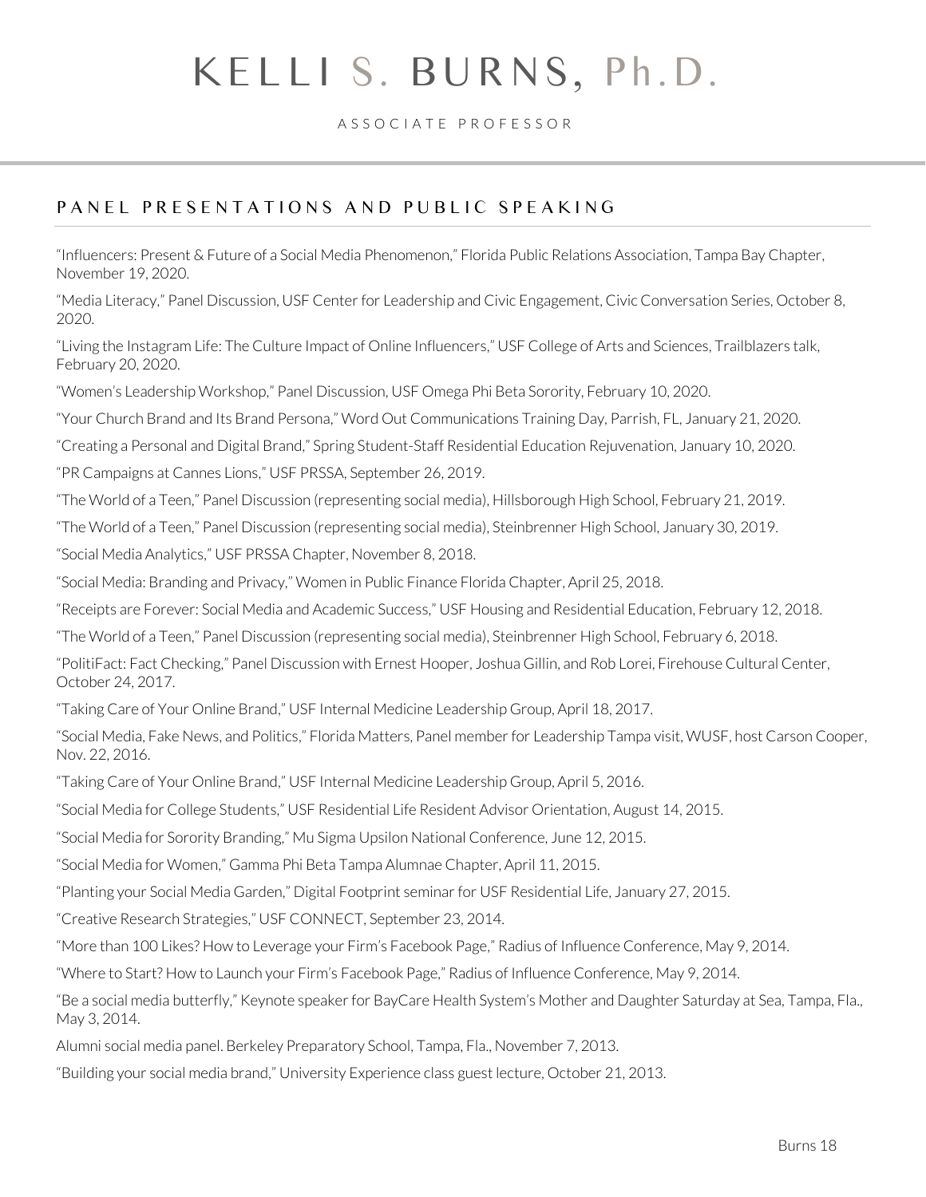## PANEL PRESENTATIONS AND PUBLIC SPEAKING

"Influencers: Present & Future of a Social Media Phenomenon," Florida Public Relations Association, Tampa Bay Chapter, November 19, 2020.

"Media Literacy," Panel Discussion, USF Center for Leadership and Civic Engagement, Civic Conversation Series, October 8, 2020.

"Living the Instagram Life: The Culture Impact of Online Influencers," USF College of Arts and Sciences, Trailblazers talk, February 20, 2020.

"Women's Leadership Workshop," Panel Discussion, USF Omega Phi Beta Sorority, February 10, 2020.

"Your Church Brand and Its Brand Persona," Word Out Communications Training Day, Parrish, FL, January 21, 2020.

"Creating a Personal and Digital Brand," Spring Student-Staff Residential Education Rejuvenation, January 10, 2020.

"PR Campaigns at Cannes Lions," USF PRSSA, September 26, 2019.

"The World of a Teen," Panel Discussion (representing social media), Hillsborough High School, February 21, 2019.

"The World of a Teen," Panel Discussion (representing social media), Steinbrenner High School, January 30, 2019.

"Social Media Analytics," USF PRSSA Chapter, November 8, 2018.

"Social Media: Branding and Privacy," Women in Public Finance Florida Chapter, April 25, 2018.

"Receipts are Forever: Social Media and Academic Success," USF Housing and Residential Education, February 12, 2018.

"The World of a Teen," Panel Discussion (representing social media), Steinbrenner High School, February 6, 2018.

"PolitiFact: Fact Checking," Panel Discussion with Ernest Hooper, Joshua Gillin, and Rob Lorei, Firehouse Cultural Center, October 24, 2017.

"Taking Care of Your Online Brand," USF Internal Medicine Leadership Group, April 18, 2017.

"Social Media, Fake News, and Politics," Florida Matters, Panel member for Leadership Tampa visit, WUSF, host Carson Cooper, Nov. 22, 2016.

"Taking Care of Your Online Brand," USF Internal Medicine Leadership Group, April 5, 2016.

"Social Media for College Students," USF Residential Life Resident Advisor Orientation, August 14, 2015.

"Social Media for Sorority Branding," Mu Sigma Upsilon National Conference, June 12, 2015.

"Social Media for Women," Gamma Phi Beta Tampa Alumnae Chapter, April 11, 2015.

"Planting your Social Media Garden," Digital Footprint seminar for USF Residential Life, January 27, 2015.

"Creative Research Strategies," USF CONNECT, September 23, 2014.

"More than 100 Likes? How to Leverage your Firm's Facebook Page," Radius of Influence Conference, May 9, 2014.

"Where to Start? How to Launch your Firm's Facebook Page," Radius of Influence Conference, May 9, 2014.

"Be a social media butterfly," Keynote speaker for BayCare Health System's Mother and Daughter Saturday at Sea, Tampa, Fla., May 3, 2014.

Alumni social media panel. Berkeley Preparatory School, Tampa, Fla., November 7, 2013.

"Building your social media brand," University Experience class guest lecture, October 21, 2013.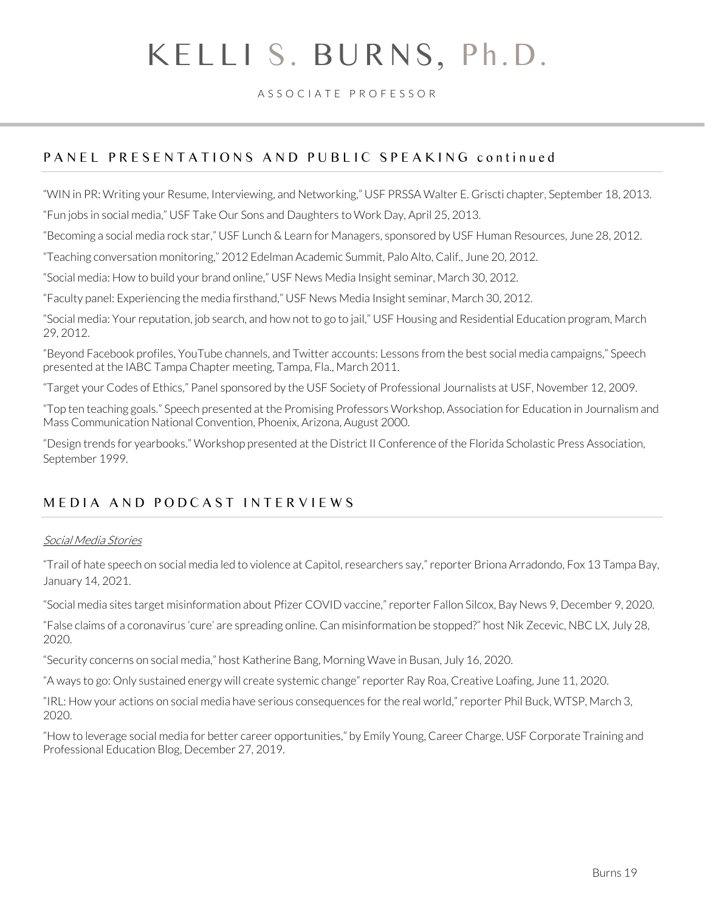## PANEL PRESENTATIONS AND PUBLIC SPEAKING continued

"WIN in PR: Writing your Resume, Interviewing, and Networking," USF PRSSA Walter E. Griscti chapter, September 18, 2013.

"Fun jobs in social media," USF Take Our Sons and Daughters to Work Day, April 25, 2013.

"Becoming a social media rock star," USF Lunch & Learn for Managers, sponsored by USF Human Resources, June 28, 2012.

"Teaching conversation monitoring," 2012 Edelman Academic Summit, Palo Alto, Calif., June 20, 2012.

"Social media: How to build your brand online," USF News Media Insight seminar, March 30, 2012.

"Faculty panel: Experiencing the media firsthand," USF News Media Insight seminar, March 30, 2012.

"Social media: Your reputation, job search, and how not to go to jail," USF Housing and Residential Education program, March 29, 2012.

"Beyond Facebook profiles, YouTube channels, and Twitter accounts: Lessons from the best social media campaigns," Speech presented at the IABC Tampa Chapter meeting, Tampa, Fla., March 2011.

"Target your Codes of Ethics," Panel sponsored by the USF Society of Professional Journalists at USF, November 12, 2009.

"Top ten teaching goals." Speech presented at the Promising Professors Workshop, Association for Education in Journalism and Mass Communication National Convention, Phoenix, Arizona, August 2000.

"Design trends for yearbooks." Workshop presented at the District II Conference of the Florida Scholastic Press Association, September 1999.

## MEDIA AND PODCAST INTERVIEWS

*Social Media Stories*

"Trail of hate speech on social media led to violence at Capitol, researchers say," reporter Briona Arradondo, Fox 13 Tampa Bay, January 14, 2021.

"Social media sites target misinformation about Pfizer COVID vaccine," reporter Fallon Silcox, Bay News 9, December 9, 2020.

"False claims of a coronavirus 'cure' are spreading online. Can misinformation be stopped?" host Nik Zecevic, NBC LX, July 28, 2020.

"Security concerns on social media," host Katherine Bang, Morning Wave in Busan, July 16, 2020.

"A ways to go: Only sustained energy will create systemic change" reporter Ray Roa, Creative Loafing, June 11, 2020.

"IRL: How your actions on social media have serious consequences for the real world," reporter Phil Buck, WTSP, March 3, 2020.

"How to leverage social media for better career opportunities," by Emily Young, Career Charge, USF Corporate Training and Professional Education Blog, December 27, 2019.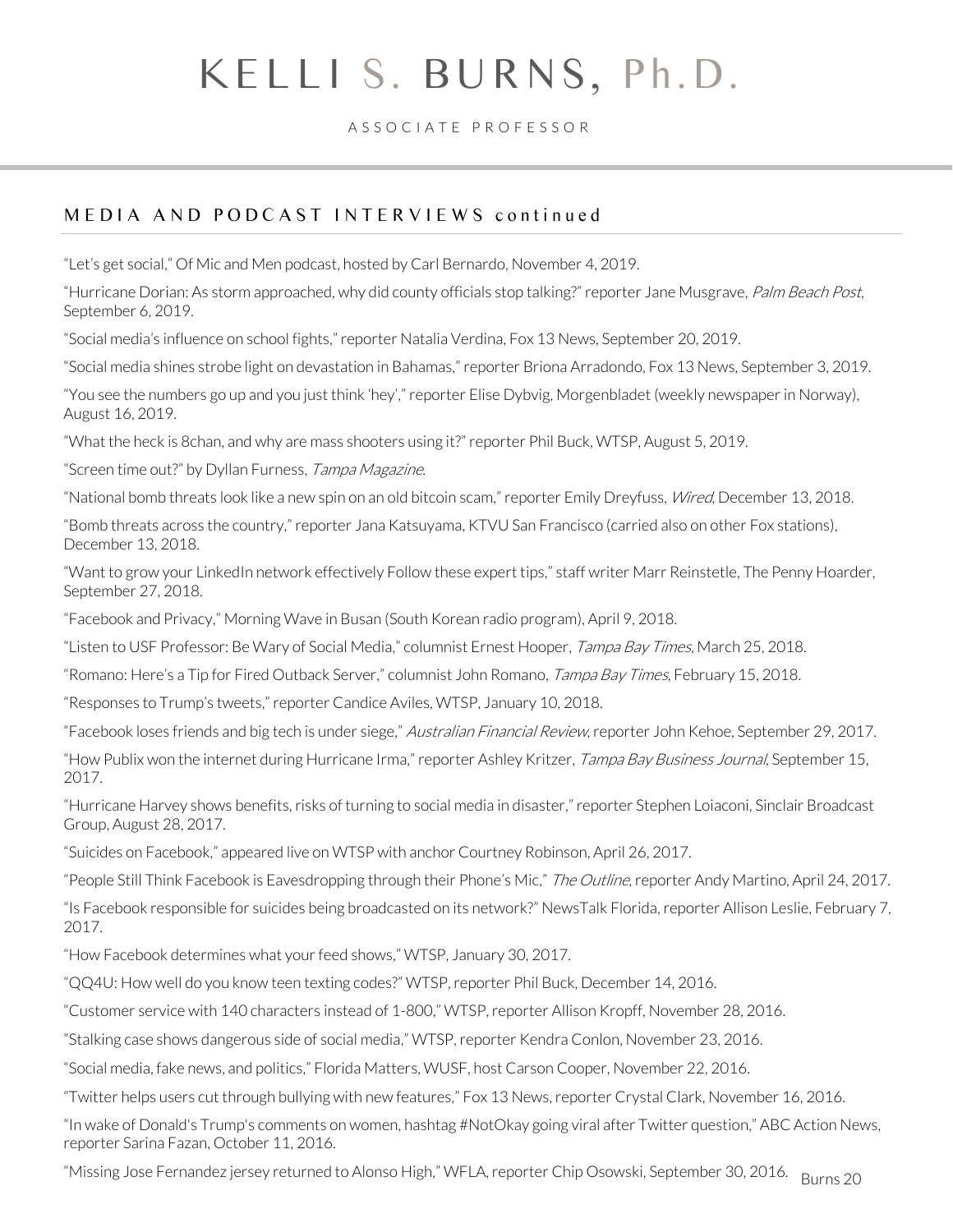## MEDIA AND PODCAST INTERVIEWS continued

"Let's get social," Of Mic and Men podcast, hosted by Carl Bernardo, November 4, 2019.

"Hurricane Dorian: As storm approached, why did county officials stop talking?" reporter Jane Musgrave, *Palm Beach Post*, September 6, 2019.

"Social media's influence on school fights," reporter Natalia Verdina, Fox 13 News, September 20, 2019.

"Social media shines strobe light on devastation in Bahamas," reporter Briona Arradondo, Fox 13 News, September 3, 2019.

"You see the numbers go up and you just think 'hey'," reporter Elise Dybvig, Morgenbladet (weekly newspaper in Norway), August 16, 2019.

"What the heck is 8chan, and why are mass shooters using it?" reporter Phil Buck, WTSP, August 5, 2019.

"Screen time out?" by Dyllan Furness, *Tampa Magazine*.

"National bomb threats look like a new spin on an old bitcoin scam," reporter Emily Dreyfuss, *Wired*, December 13, 2018.

"Bomb threats across the country," reporter Jana Katsuyama, KTVU San Francisco (carried also on other Fox stations), December 13, 2018.

"Want to grow your LinkedIn network effectively Follow these expert tips," staff writer Marr Reinstetle, The Penny Hoarder, September 27, 2018.

"Facebook and Privacy," Morning Wave in Busan (South Korean radio program), April 9, 2018.

"Listen to USF Professor: Be Wary of Social Media," columnist Ernest Hooper, *Tampa Bay Times*, March 25, 2018.

"Romano: Here's a Tip for Fired Outback Server," columnist John Romano, *Tampa Bay Times*, February 15, 2018.

"Responses to Trump's tweets," reporter Candice Aviles, WTSP, January 10, 2018.

"Facebook loses friends and big tech is under siege," *Australian Financial Review*, reporter John Kehoe, September 29, 2017.

"How Publix won the internet during Hurricane Irma," reporter Ashley Kritzer, *Tampa Bay Business Journal*, September 15, 2017.

"Hurricane Harvey shows benefits, risks of turning to social media in disaster," reporter Stephen Loiaconi, Sinclair Broadcast Group, August 28, 2017.

"Suicides on Facebook," appeared live on WTSP with anchor Courtney Robinson, April 26, 2017.

"People Still Think Facebook is Eavesdropping through their Phone's Mic," *The Outline*, reporter Andy Martino, April 24, 2017.

"Is Facebook responsible for suicides being broadcasted on its network?" NewsTalk Florida, reporter Allison Leslie, February 7, 2017.

"How Facebook determines what your feed shows," WTSP, January 30, 2017.

"QQ4U: How well do you know teen texting codes?" WTSP, reporter Phil Buck, December 14, 2016.

"Customer service with 140 characters instead of 1-800," WTSP, reporter Allison Kropff, November 28, 2016.

"Stalking case shows dangerous side of social media," WTSP, reporter Kendra Conlon, November 23, 2016.

"Social media, fake news, and politics," Florida Matters, WUSF, host Carson Cooper, November 22, 2016.

"Twitter helps users cut through bullying with new features," Fox 13 News, reporter Crystal Clark, November 16, 2016.

"In wake of Donald's Trump's comments on women, hashtag #NotOkay going viral after Twitter question," ABC Action News, reporter Sarina Fazan, October 11, 2016.

"Missing Jose Fernandez jersey returned to Alonso High," WFLA, reporter Chip Osowski, September 30, 2016.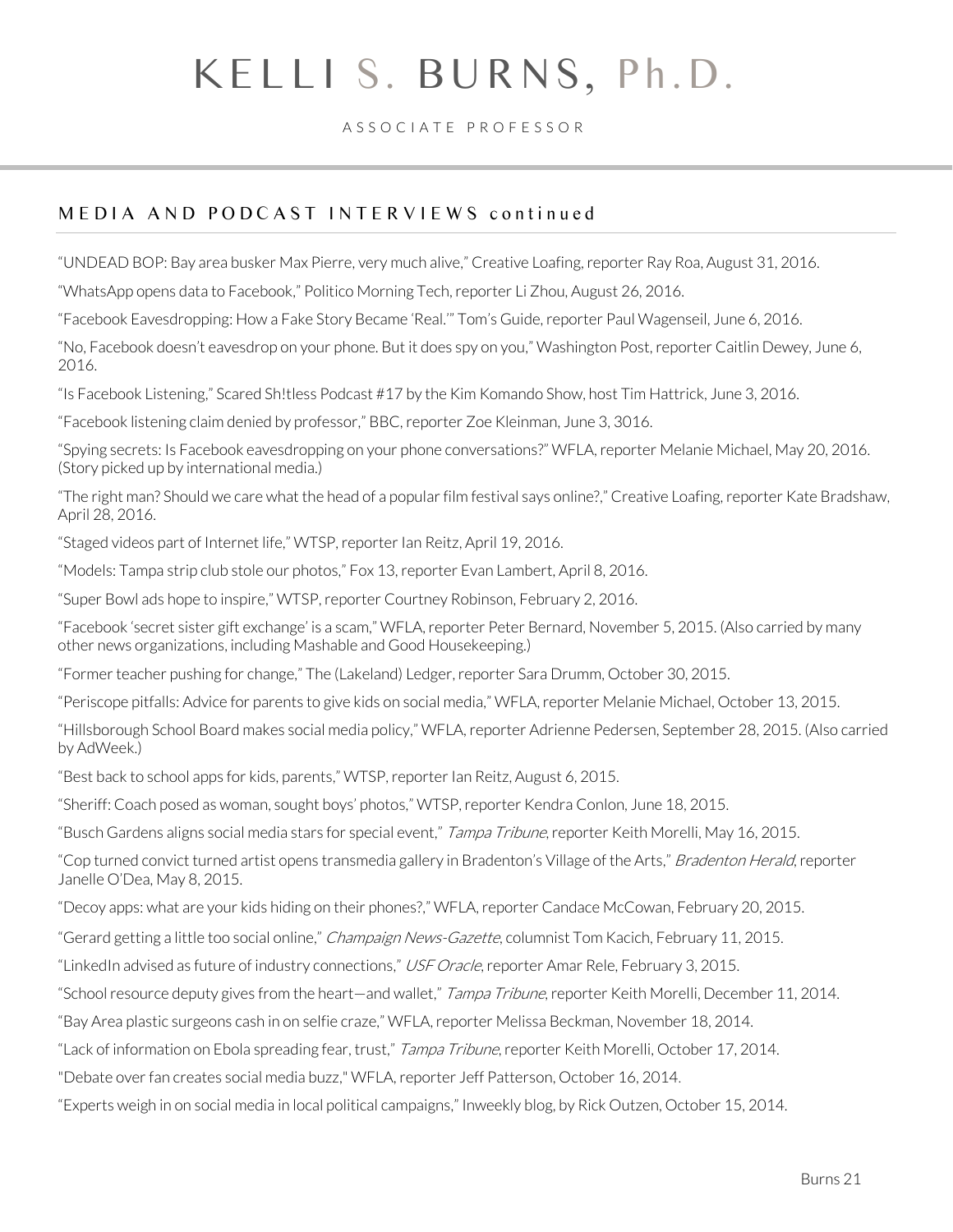# KELLI S. BURNS, Ph.D.

ASSOCIATE PROFESSOR

## MEDIA AND PODCAST INTERVIEWS continued

"UNDEAD BOP: Bay area busker Max Pierre, very much alive," Creative Loafing, reporter Ray Roa, August 31, 2016.

"WhatsApp opens data to Facebook," Politico Morning Tech, reporter Li Zhou, August 26, 2016.

"Facebook Eavesdropping: How a Fake Story Became 'Real.'" Tom's Guide, reporter Paul Wagenseil, June 6, 2016.

"No, Facebook doesn't eavesdrop on your phone. But it does spy on you," Washington Post, reporter Caitlin Dewey, June 6, 2016.

"Is Facebook Listening," Scared Sh!tless Podcast #17 by the Kim Komando Show, host Tim Hattrick, June 3, 2016.

"Facebook listening claim denied by professor," BBC, reporter Zoe Kleinman, June 3, 3016.

"Spying secrets: Is Facebook eavesdropping on your phone conversations?" WFLA, reporter Melanie Michael, May 20, 2016. (Story picked up by international media.)

"The right man? Should we care what the head of a popular film festival says online?," Creative Loafing, reporter Kate Bradshaw, April 28, 2016.

"Staged videos part of Internet life," WTSP, reporter Ian Reitz, April 19, 2016.

"Models: Tampa strip club stole our photos," Fox 13, reporter Evan Lambert, April 8, 2016.

"Super Bowl ads hope to inspire," WTSP, reporter Courtney Robinson, February 2, 2016.

"Facebook 'secret sister gift exchange' is a scam," WFLA, reporter Peter Bernard, November 5, 2015. (Also carried by many other news organizations, including Mashable and Good Housekeeping.)

"Former teacher pushing for change," The (Lakeland) Ledger, reporter Sara Drumm, October 30, 2015.

"Periscope pitfalls: Advice for parents to give kids on social media," WFLA, reporter Melanie Michael, October 13, 2015.

"Hillsborough School Board makes social media policy," WFLA, reporter Adrienne Pedersen, September 28, 2015. (Also carried by AdWeek.)

"Best back to school apps for kids, parents," WTSP, reporter Ian Reitz, August 6, 2015.

"Sheriff: Coach posed as woman, sought boys' photos," WTSP, reporter Kendra Conlon, June 18, 2015.

"Busch Gardens aligns social media stars for special event," *Tampa Tribune*, reporter Keith Morelli, May 16, 2015.

"Cop turned convict turned artist opens transmedia gallery in Bradenton's Village of the Arts," *Bradenton Herald*, reporter Janelle O'Dea, May 8, 2015.

"Decoy apps: what are your kids hiding on their phones?," WFLA, reporter Candace McCowan, February 20, 2015.

"Gerard getting a little too social online," *Champaign News-Gazette*, columnist Tom Kacich, February 11, 2015.

"LinkedIn advised as future of industry connections," *USF Oracle*, reporter Amar Rele, February 3, 2015.

"School resource deputy gives from the heart—and wallet," *Tampa Tribune*, reporter Keith Morelli, December 11, 2014.

"Bay Area plastic surgeons cash in on selfie craze," WFLA, reporter Melissa Beckman, November 18, 2014.

"Lack of information on Ebola spreading fear, trust," *Tampa Tribune*, reporter Keith Morelli, October 17, 2014.

"Debate over fan creates social media buzz," WFLA, reporter Jeff Patterson, October 16, 2014.

"Experts weigh in on social media in local political campaigns," Inweekly blog, by Rick Outzen, October 15, 2014.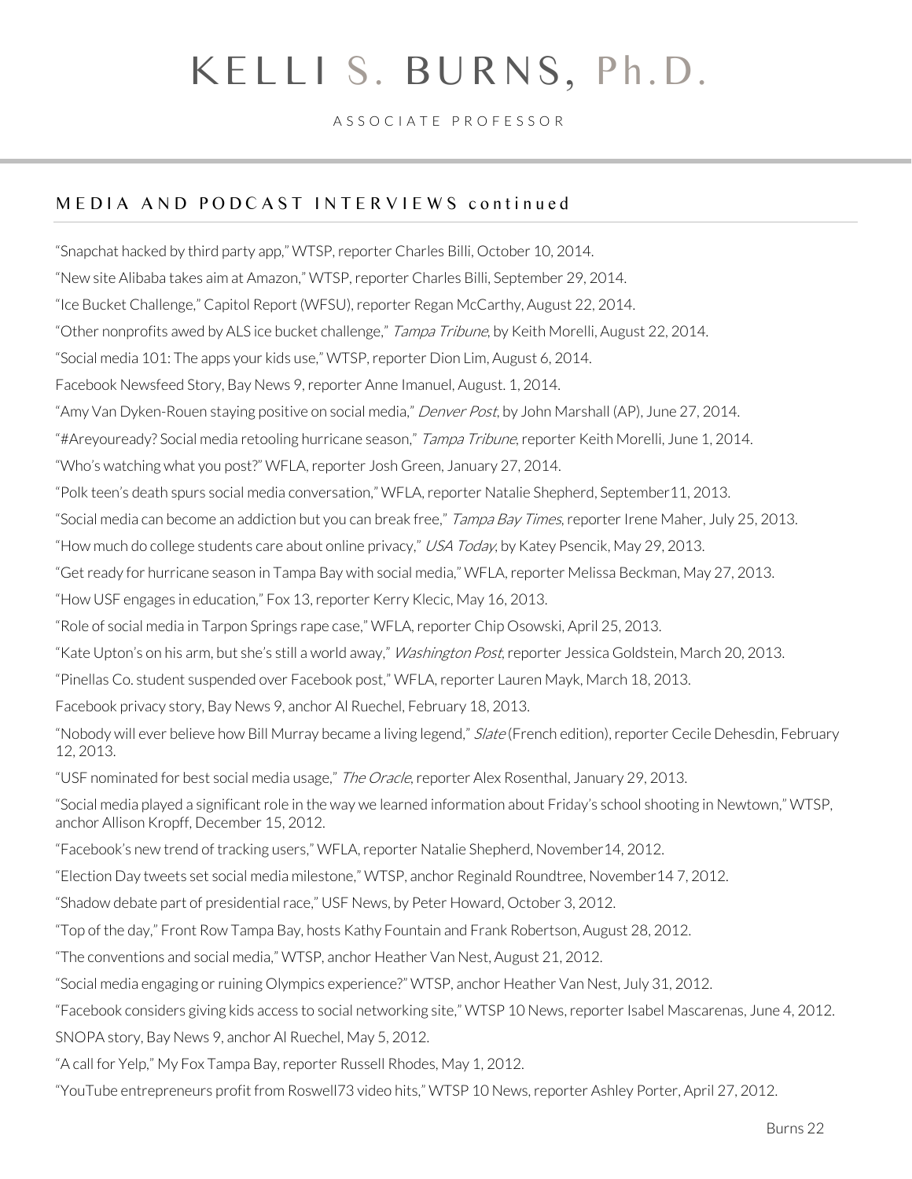# KELLI S. BURNS, Ph.D.

ASSOCIATE PROFESSOR

## MEDIA AND PODCAST INTERVIEWS continued

"Snapchat hacked by third party app," WTSP, reporter Charles Billi, October 10, 2014.

"New site Alibaba takes aim at Amazon," WTSP, reporter Charles Billi, September 29, 2014.

"Ice Bucket Challenge," Capitol Report (WFSU), reporter Regan McCarthy, August 22, 2014.

"Other nonprofits awed by ALS ice bucket challenge," *Tampa Tribune*, by Keith Morelli, August 22, 2014.

"Social media 101: The apps your kids use," WTSP, reporter Dion Lim, August 6, 2014.

Facebook Newsfeed Story, Bay News 9, reporter Anne Imanuel, August. 1, 2014.

"Amy Van Dyken-Rouen staying positive on social media," *Denver Post*, by John Marshall (AP), June 27, 2014.

"#Areyouready? Social media retooling hurricane season," *Tampa Tribune*, reporter Keith Morelli, June 1, 2014.

"Who's watching what you post?" WFLA, reporter Josh Green, January 27, 2014.

"Polk teen's death spurs social media conversation," WFLA, reporter Natalie Shepherd, September11, 2013.

"Social media can become an addiction but you can break free," *Tampa Bay Times*, reporter Irene Maher, July 25, 2013.

"How much do college students care about online privacy," *USA Today*, by Katey Psencik, May 29, 2013.

"Get ready for hurricane season in Tampa Bay with social media," WFLA, reporter Melissa Beckman, May 27, 2013.

"How USF engages in education," Fox 13, reporter Kerry Klecic, May 16, 2013.

"Role of social media in Tarpon Springs rape case," WFLA, reporter Chip Osowski, April 25, 2013.

"Kate Upton's on his arm, but she's still a world away," *Washington Post*, reporter Jessica Goldstein, March 20, 2013.

"Pinellas Co. student suspended over Facebook post," WFLA, reporter Lauren Mayk, March 18, 2013.

Facebook privacy story, Bay News 9, anchor Al Ruechel, February 18, 2013.

"Nobody will ever believe how Bill Murray became a living legend," *Slate* (French edition), reporter Cecile Dehesdin, February 12, 2013.

"USF nominated for best social media usage," *The Oracle*, reporter Alex Rosenthal, January 29, 2013.

"Social media played a significant role in the way we learned information about Friday's school shooting in Newtown," WTSP, anchor Allison Kropff, December 15, 2012.

"Facebook's new trend of tracking users," WFLA, reporter Natalie Shepherd, November14, 2012.

"Election Day tweets set social media milestone," WTSP, anchor Reginald Roundtree, November14 7, 2012.

"Shadow debate part of presidential race," USF News, by Peter Howard, October 3, 2012.

"Top of the day," Front Row Tampa Bay, hosts Kathy Fountain and Frank Robertson, August 28, 2012.

"The conventions and social media," WTSP, anchor Heather Van Nest, August 21, 2012.

"Social media engaging or ruining Olympics experience?" WTSP, anchor Heather Van Nest, July 31, 2012.

"Facebook considers giving kids access to social networking site," WTSP 10 News, reporter Isabel Mascarenas, June 4, 2012.

SNOPA story, Bay News 9, anchor Al Ruechel, May 5, 2012.

"A call for Yelp," My Fox Tampa Bay, reporter Russell Rhodes, May 1, 2012.

"YouTube entrepreneurs profit from Roswell73 video hits," WTSP 10 News, reporter Ashley Porter, April 27, 2012.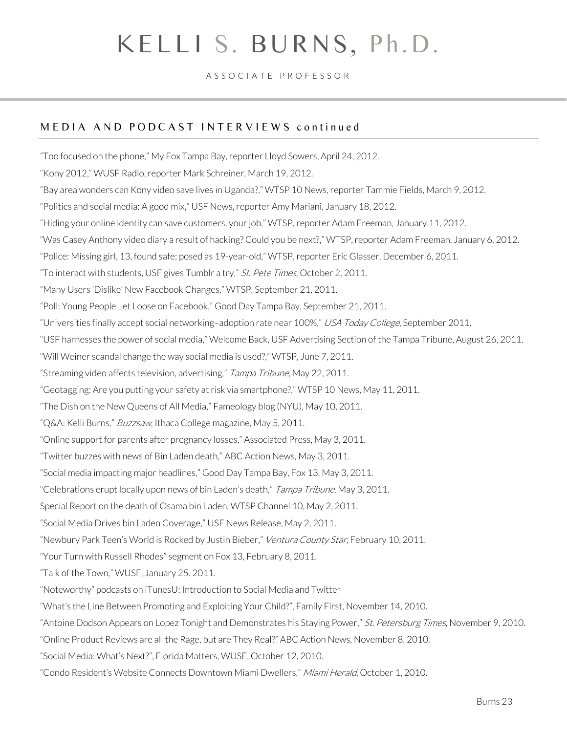## MEDIA AND PODCAST INTERVIEWS continued

"Too focused on the phone," My Fox Tampa Bay, reporter Lloyd Sowers, April 24, 2012.

"Kony 2012," WUSF Radio, reporter Mark Schreiner, March 19, 2012.

"Bay area wonders can Kony video save lives in Uganda?," WTSP 10 News, reporter Tammie Fields, March 9, 2012.

"Politics and social media: A good mix," USF News, reporter Amy Mariani, January 18, 2012.

"Hiding your online identity can save customers, your job," WTSP, reporter Adam Freeman, January 11, 2012.

"Was Casey Anthony video diary a result of hacking? Could you be next?," WTSP, reporter Adam Freeman, January 6, 2012.

"Police: Missing girl, 13, found safe; posed as 19-year-old," WTSP, reporter Eric Glasser, December 6, 2011.

"To interact with students, USF gives Tumblr a try," *St. Pete Times*, October 2, 2011.

"Many Users 'Dislike' New Facebook Changes," WTSP, September 21, 2011.

"Poll: Young People Let Loose on Facebook," Good Day Tampa Bay, September 21, 2011.

"Universities finally accept social networking–adoption rate near 100%," *USA Today College*, September 2011.

"USF harnesses the power of social media," Welcome Back, USF Advertising Section of the Tampa Tribune, August 26, 2011.

"Will Weiner scandal change the way social media is used?," WTSP, June 7, 2011.

"Streaming video affects television, advertising," *Tampa Tribune*, May 22, 2011.

"Geotagging: Are you putting your safety at risk via smartphone?," WTSP 10 News, May 11, 2011.

"The Dish on the New Queens of All Media," Fameology blog (NYU), May 10, 2011.

"Q&A: Kelli Burns," *Buzzsaw*, Ithaca College magazine, May 5, 2011.

"Online support for parents after pregnancy losses," Associated Press, May 3, 2011.

"Twitter buzzes with news of Bin Laden death," ABC Action News, May 3, 2011.

"Social media impacting major headlines," Good Day Tampa Bay, Fox 13, May 3, 2011.

"Celebrations erupt locally upon news of bin Laden's death," *Tampa Tribune*, May 3, 2011.

Special Report on the death of Osama bin Laden, WTSP Channel 10, May 2, 2011.

"Social Media Drives bin Laden Coverage," USF News Release, May 2, 2011.

"Newbury Park Teen's World is Rocked by Justin Bieber," *Ventura County Star*, February 10, 2011.

"Your Turn with Russell Rhodes" segment on Fox 13, February 8, 2011.

"Talk of the Town," WUSF, January 25. 2011.

"Noteworthy" podcasts on iTunesU: Introduction to Social Media and Twitter

"What's the Line Between Promoting and Exploiting Your Child?", Family First, November 14, 2010.

"Antoine Dodson Appears on Lopez Tonight and Demonstrates his Staying Power," *St. Petersburg Times*, November 9, 2010.

"Online Product Reviews are all the Rage, but are They Real?" ABC Action News, November 8, 2010.

"Social Media: What's Next?", Florida Matters, WUSF, October 12, 2010.

"Condo Resident's Website Connects Downtown Miami Dwellers," *Miami Herald*, October 1, 2010.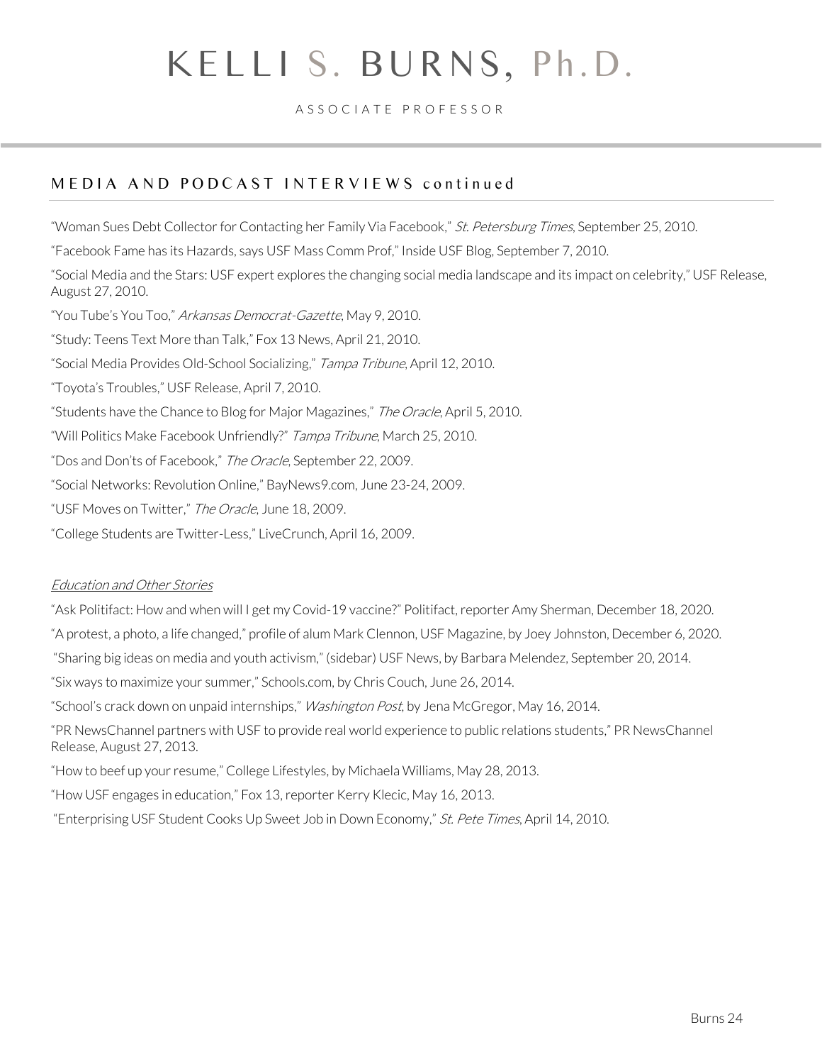## MEDIA AND PODCAST INTERVIEWS continued

"Woman Sues Debt Collector for Contacting her Family Via Facebook," *St. Petersburg Times*, September 25, 2010.

"Facebook Fame has its Hazards, says USF Mass Comm Prof," Inside USF Blog, September 7, 2010.

"Social Media and the Stars: USF expert explores the changing social media landscape and its impact on celebrity," USF Release, August 27, 2010.

"You Tube's You Too," *Arkansas Democrat-Gazette*, May 9, 2010.

"Study: Teens Text More than Talk," Fox 13 News, April 21, 2010.

"Social Media Provides Old-School Socializing," *Tampa Tribune*, April 12, 2010.

"Toyota's Troubles," USF Release, April 7, 2010.

"Students have the Chance to Blog for Major Magazines," *The Oracle*, April 5, 2010.

"Will Politics Make Facebook Unfriendly?" *Tampa Tribune*, March 25, 2010.

"Dos and Don'ts of Facebook," *The Oracle*, September 22, 2009.

"Social Networks: Revolution Online," BayNews9.com, June 23-24, 2009.

"USF Moves on Twitter," *The Oracle*, June 18, 2009.

"College Students are Twitter-Less," LiveCrunch, April 16, 2009.

*Education and Other Stories*

"Ask Politifact: How and when will I get my Covid-19 vaccine?" Politifact, reporter Amy Sherman, December 18, 2020.

"A protest, a photo, a life changed," profile of alum Mark Clennon, USF Magazine, by Joey Johnston, December 6, 2020.

"Sharing big ideas on media and youth activism," (sidebar) USF News, by Barbara Melendez, September 20, 2014.

"Six ways to maximize your summer," Schools.com, by Chris Couch, June 26, 2014.

"School's crack down on unpaid internships," *Washington Post*, by Jena McGregor, May 16, 2014.

"PR NewsChannel partners with USF to provide real world experience to public relations students," PR NewsChannel Release, August 27, 2013.

"How to beef up your resume," College Lifestyles, by Michaela Williams, May 28, 2013.

"How USF engages in education," Fox 13, reporter Kerry Klecic, May 16, 2013.

"Enterprising USF Student Cooks Up Sweet Job in Down Economy," *St. Pete Times*, April 14, 2010.